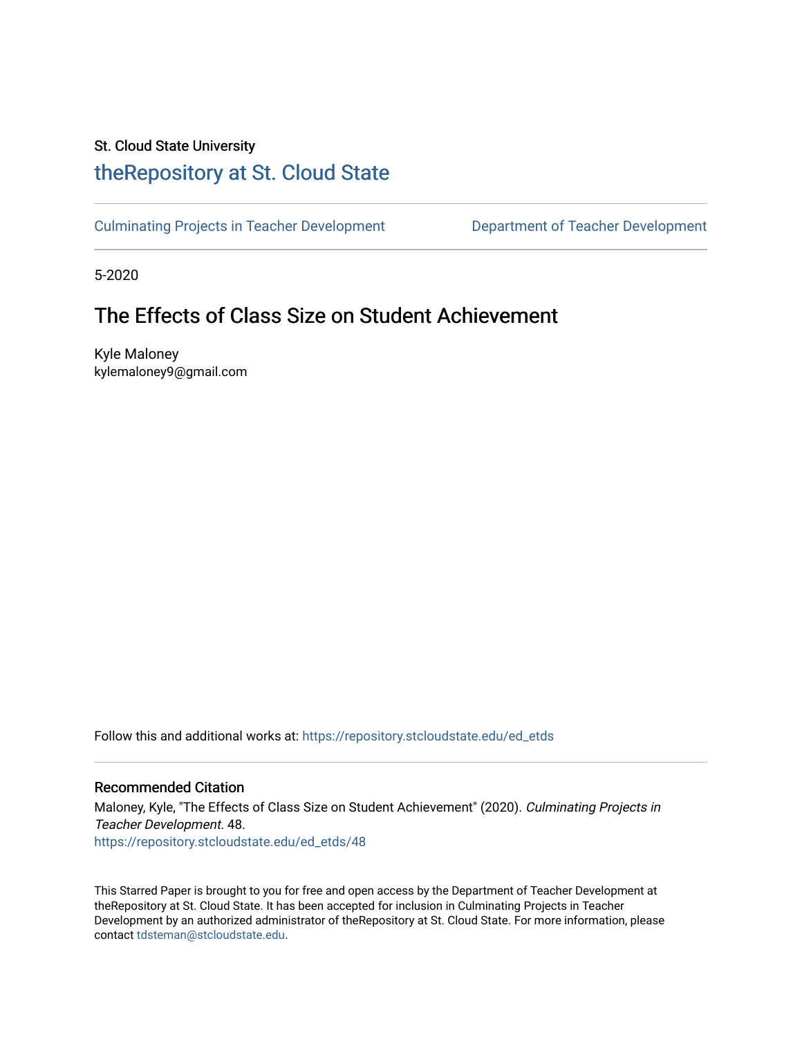St. Cloud State University

# theRepository at St. Cloud State

Culminating Projects in Teacher Development | Department of Teacher Development

5-2020

## The Effects of Class Size on Student Achievement

Kyle Maloney
kylemaloney9@gmail.com

Follow this and additional works at: https://repository.stcloudstate.edu/ed_etds

### Recommended Citation

Maloney, Kyle, "The Effects of Class Size on Student Achievement" (2020). *Culminating Projects in Teacher Development*. 48.
https://repository.stcloudstate.edu/ed_etds/48

This Starred Paper is brought to you for free and open access by the Department of Teacher Development at theRepository at St. Cloud State. It has been accepted for inclusion in Culminating Projects in Teacher Development by an authorized administrator of theRepository at St. Cloud State. For more information, please contact tdsteman@stcloudstate.edu.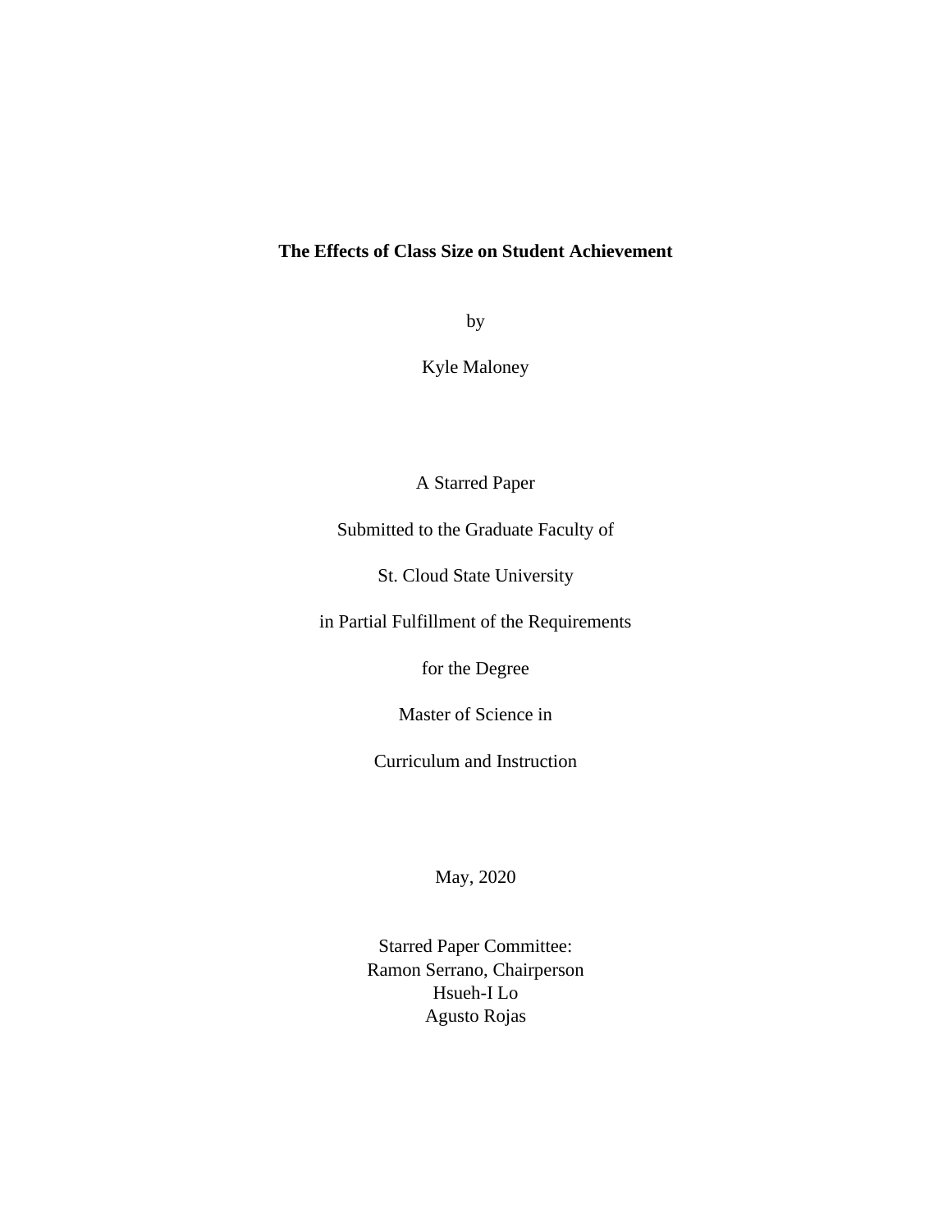**The Effects of Class Size on Student Achievement**

by

Kyle Maloney

A Starred Paper

Submitted to the Graduate Faculty of

St. Cloud State University

in Partial Fulfillment of the Requirements

for the Degree

Master of Science in

Curriculum and Instruction

May, 2020

Starred Paper Committee:
Ramon Serrano, Chairperson
Hsueh-I Lo
Agusto Rojas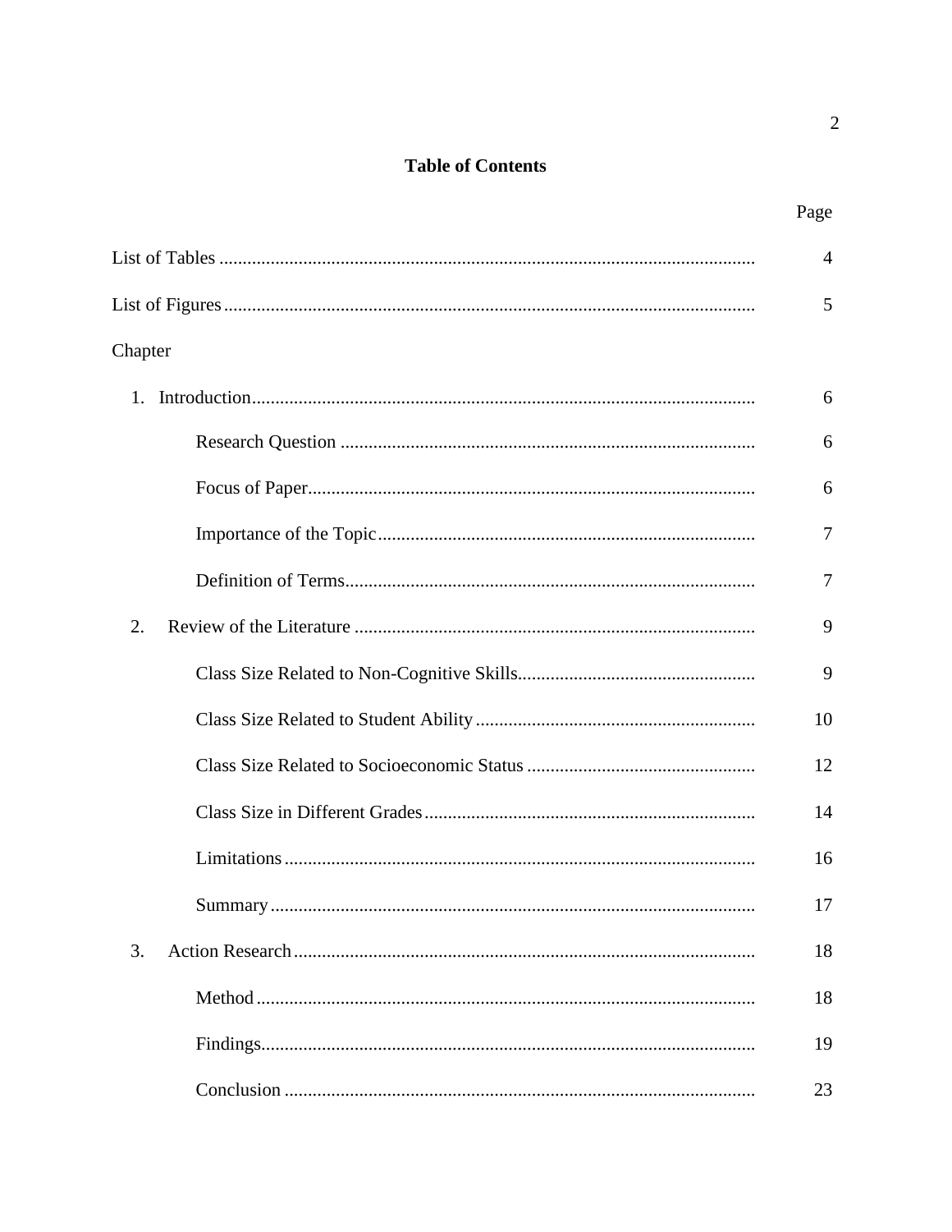# Table of Contents

| | Page |
|---|---|
| List of Tables | 4 |
| List of Figures | 5 |
| Chapter | |
| 1. Introduction | 6 |
| Research Question | 6 |
| Focus of Paper | 6 |
| Importance of the Topic | 7 |
| Definition of Terms | 7 |
| 2. Review of the Literature | 9 |
| Class Size Related to Non-Cognitive Skills | 9 |
| Class Size Related to Student Ability | 10 |
| Class Size Related to Socioeconomic Status | 12 |
| Class Size in Different Grades | 14 |
| Limitations | 16 |
| Summary | 17 |
| 3. Action Research | 18 |
| Method | 18 |
| Findings | 19 |
| Conclusion | 23 |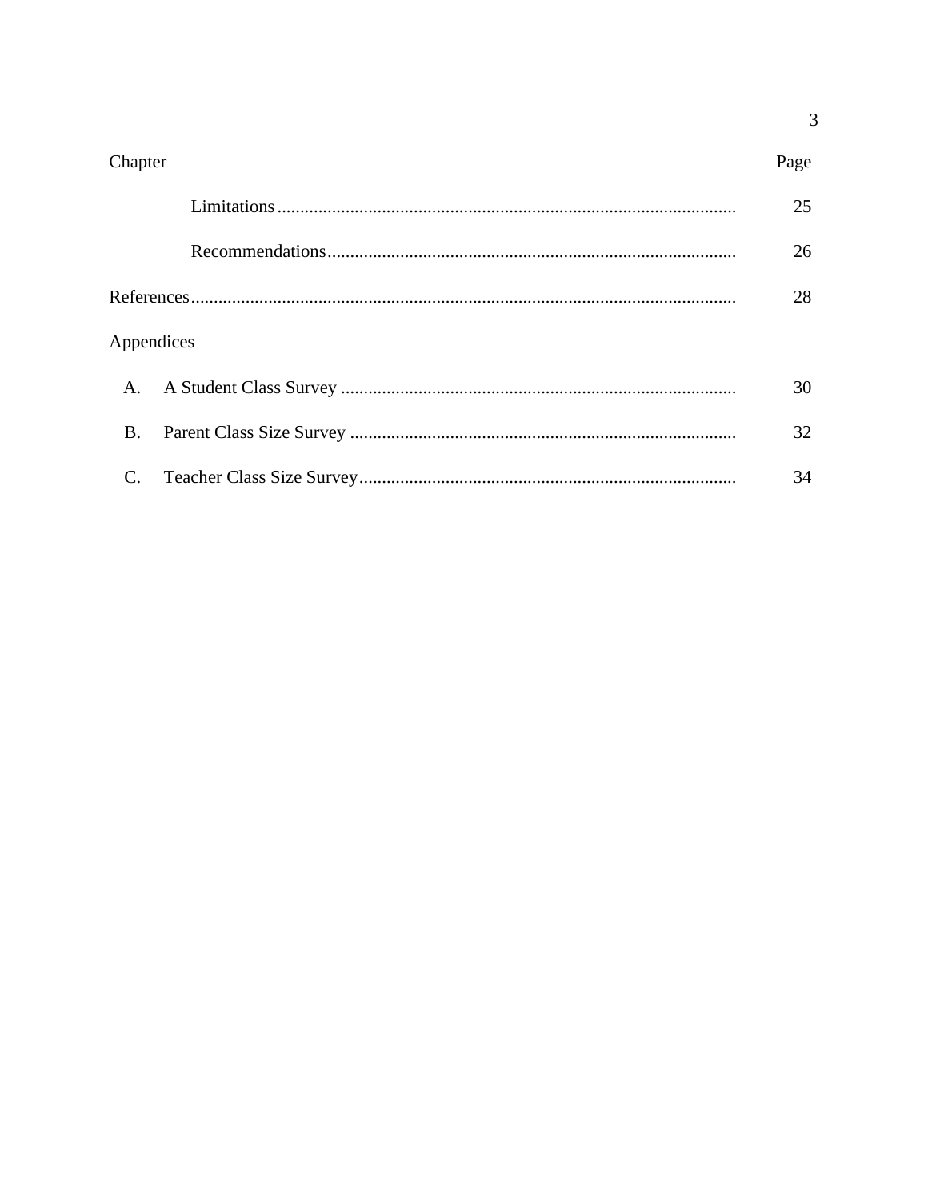| Chapter | Page |
|---|---|
| Limitations | 25 |
| Recommendations | 26 |
| References | 28 |
| Appendices | |
| A. A Student Class Survey | 30 |
| B. Parent Class Size Survey | 32 |
| C. Teacher Class Size Survey | 34 |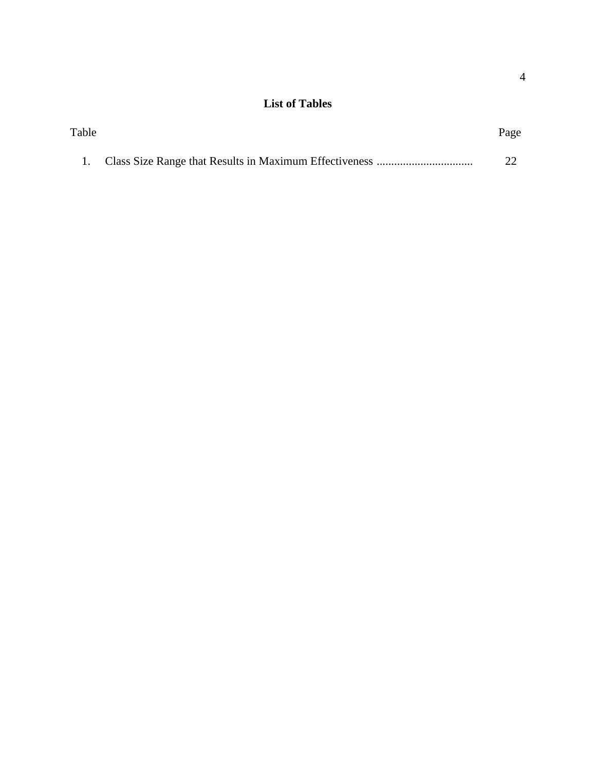# List of Tables

| Table | | Page |
|---|---|---|
| 1. | Class Size Range that Results in Maximum Effectiveness | 22 |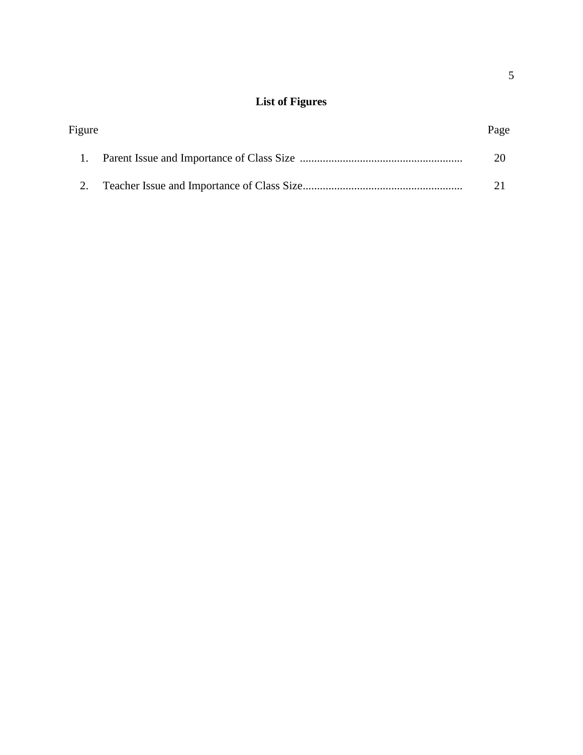## List of Figures

| Figure | | Page |
|---|---|---|
| 1. | Parent Issue and Importance of Class Size | 20 |
| 2. | Teacher Issue and Importance of Class Size | 21 |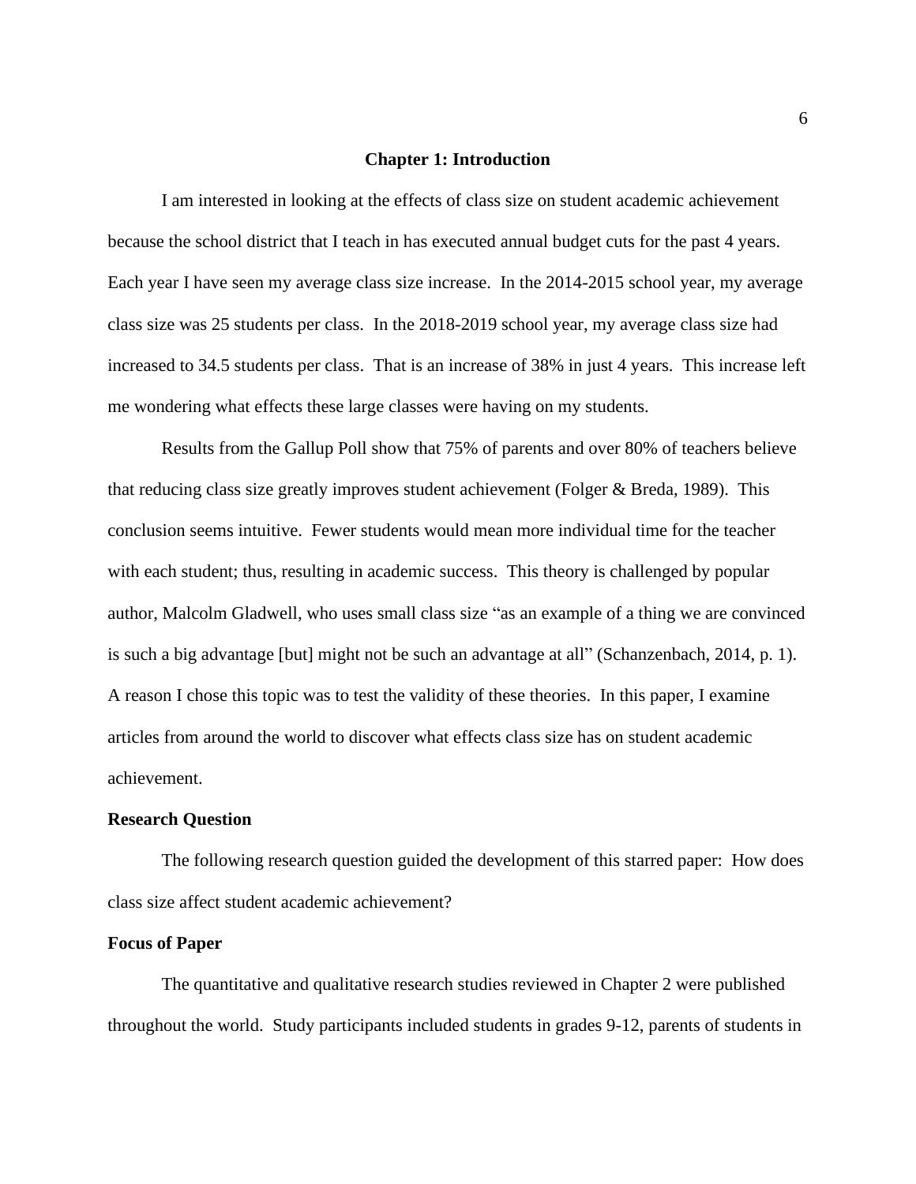# Chapter 1: Introduction

I am interested in looking at the effects of class size on student academic achievement because the school district that I teach in has executed annual budget cuts for the past 4 years. Each year I have seen my average class size increase. In the 2014-2015 school year, my average class size was 25 students per class. In the 2018-2019 school year, my average class size had increased to 34.5 students per class. That is an increase of 38% in just 4 years. This increase left me wondering what effects these large classes were having on my students.

Results from the Gallup Poll show that 75% of parents and over 80% of teachers believe that reducing class size greatly improves student achievement (Folger & Breda, 1989). This conclusion seems intuitive. Fewer students would mean more individual time for the teacher with each student; thus, resulting in academic success. This theory is challenged by popular author, Malcolm Gladwell, who uses small class size "as an example of a thing we are convinced is such a big advantage [but] might not be such an advantage at all" (Schanzenbach, 2014, p. 1). A reason I chose this topic was to test the validity of these theories. In this paper, I examine articles from around the world to discover what effects class size has on student academic achievement.

## Research Question

The following research question guided the development of this starred paper: How does class size affect student academic achievement?

## Focus of Paper

The quantitative and qualitative research studies reviewed in Chapter 2 were published throughout the world. Study participants included students in grades 9-12, parents of students in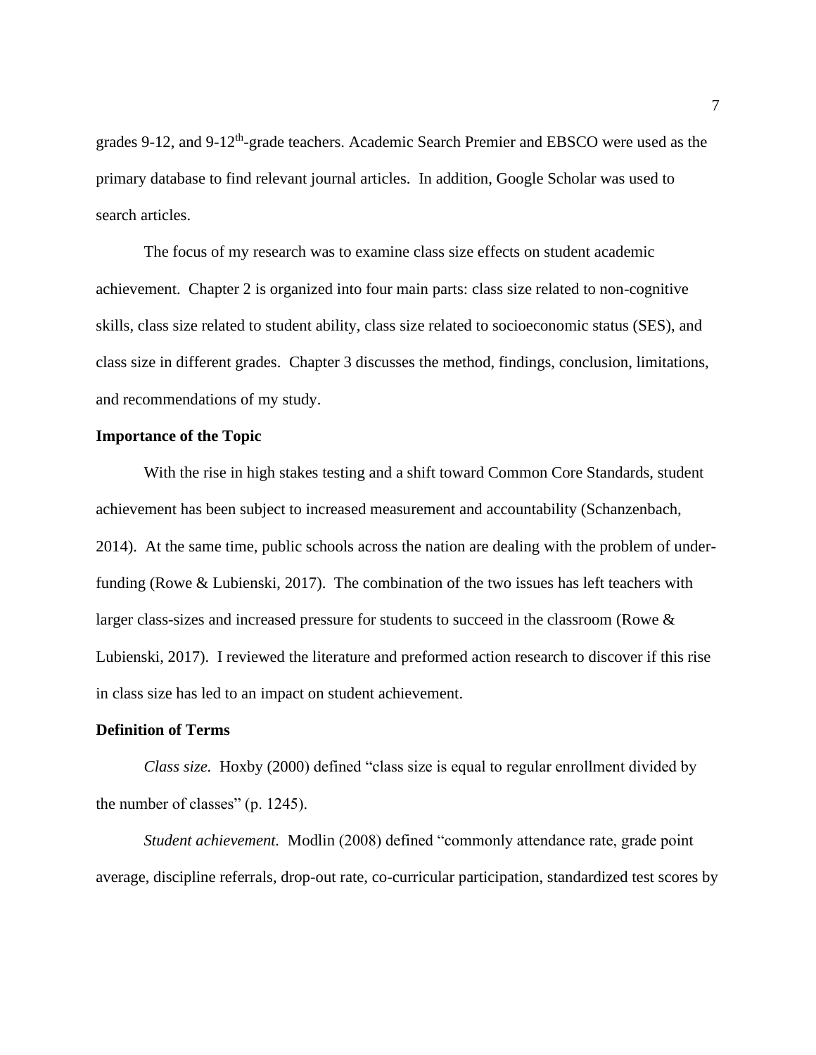grades 9-12, and 9-12th-grade teachers. Academic Search Premier and EBSCO were used as the primary database to find relevant journal articles.  In addition, Google Scholar was used to search articles.

The focus of my research was to examine class size effects on student academic achievement.  Chapter 2 is organized into four main parts: class size related to non-cognitive skills, class size related to student ability, class size related to socioeconomic status (SES), and class size in different grades.  Chapter 3 discusses the method, findings, conclusion, limitations, and recommendations of my study.

**Importance of the Topic**

With the rise in high stakes testing and a shift toward Common Core Standards, student achievement has been subject to increased measurement and accountability (Schanzenbach, 2014).  At the same time, public schools across the nation are dealing with the problem of under-funding (Rowe & Lubienski, 2017).  The combination of the two issues has left teachers with larger class-sizes and increased pressure for students to succeed in the classroom (Rowe & Lubienski, 2017).  I reviewed the literature and preformed action research to discover if this rise in class size has led to an impact on student achievement.

**Definition of Terms**

*Class size.*  Hoxby (2000) defined "class size is equal to regular enrollment divided by the number of classes" (p. 1245).

*Student achievement.*  Modlin (2008) defined "commonly attendance rate, grade point average, discipline referrals, drop-out rate, co-curricular participation, standardized test scores by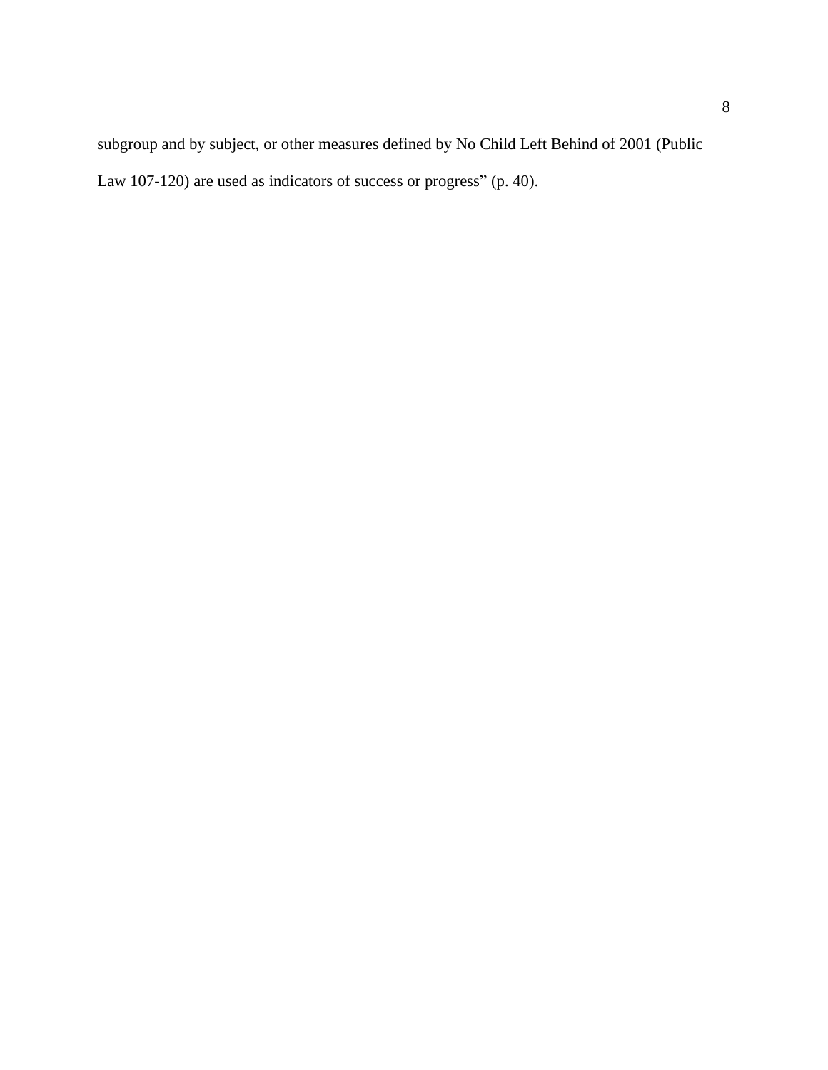subgroup and by subject, or other measures defined by No Child Left Behind of 2001 (Public Law 107-120) are used as indicators of success or progress" (p. 40).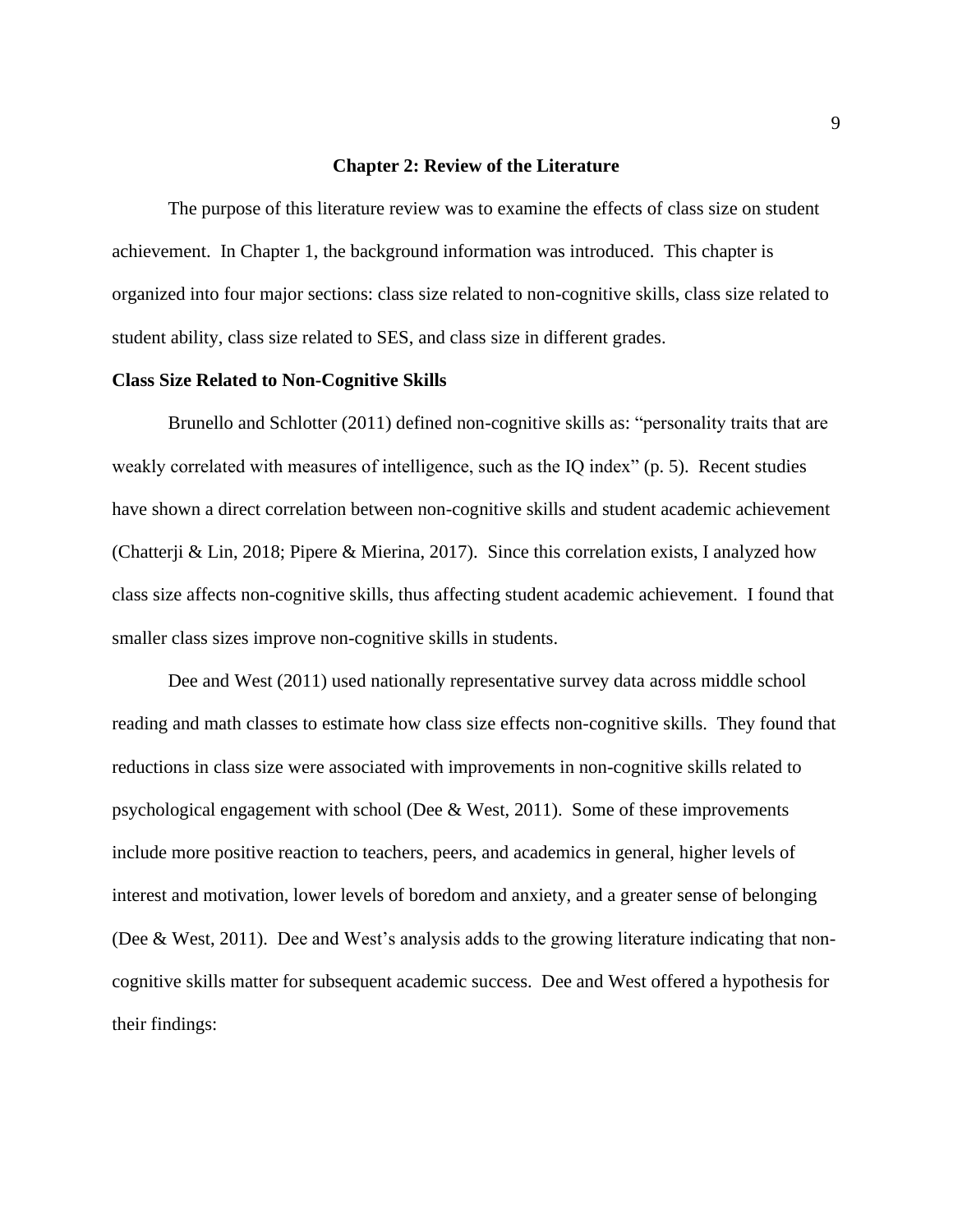# Chapter 2: Review of the Literature

The purpose of this literature review was to examine the effects of class size on student achievement. In Chapter 1, the background information was introduced. This chapter is organized into four major sections: class size related to non-cognitive skills, class size related to student ability, class size related to SES, and class size in different grades.

## Class Size Related to Non-Cognitive Skills

Brunello and Schlotter (2011) defined non-cognitive skills as: "personality traits that are weakly correlated with measures of intelligence, such as the IQ index" (p. 5). Recent studies have shown a direct correlation between non-cognitive skills and student academic achievement (Chatterji & Lin, 2018; Pipere & Mierina, 2017). Since this correlation exists, I analyzed how class size affects non-cognitive skills, thus affecting student academic achievement. I found that smaller class sizes improve non-cognitive skills in students.

Dee and West (2011) used nationally representative survey data across middle school reading and math classes to estimate how class size effects non-cognitive skills. They found that reductions in class size were associated with improvements in non-cognitive skills related to psychological engagement with school (Dee & West, 2011). Some of these improvements include more positive reaction to teachers, peers, and academics in general, higher levels of interest and motivation, lower levels of boredom and anxiety, and a greater sense of belonging (Dee & West, 2011). Dee and West's analysis adds to the growing literature indicating that non-cognitive skills matter for subsequent academic success. Dee and West offered a hypothesis for their findings: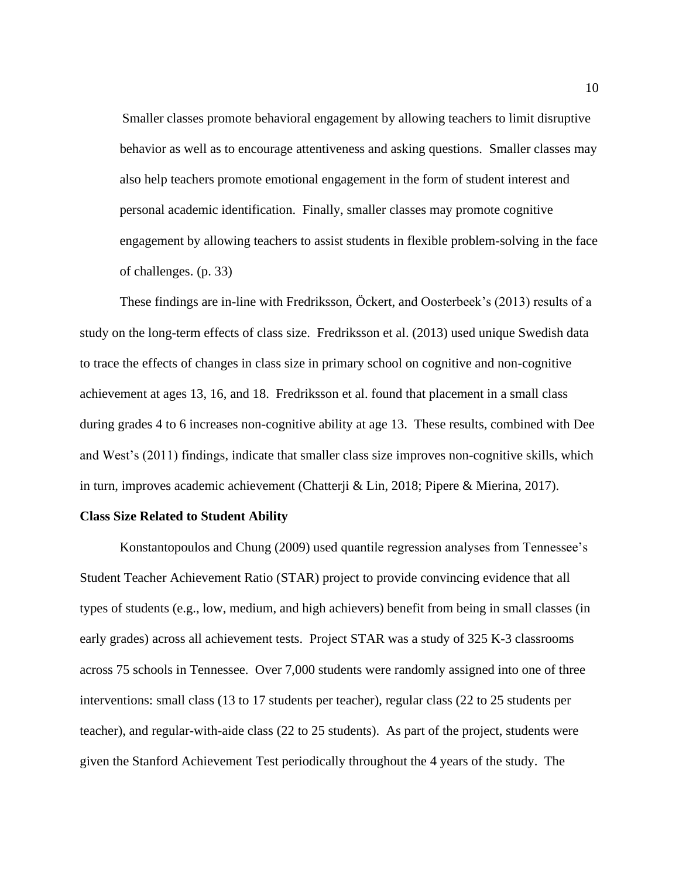> Smaller classes promote behavioral engagement by allowing teachers to limit disruptive behavior as well as to encourage attentiveness and asking questions. Smaller classes may also help teachers promote emotional engagement in the form of student interest and personal academic identification. Finally, smaller classes may promote cognitive engagement by allowing teachers to assist students in flexible problem-solving in the face of challenges. (p. 33)

These findings are in-line with Fredriksson, Öckert, and Oosterbeek's (2013) results of a study on the long-term effects of class size. Fredriksson et al. (2013) used unique Swedish data to trace the effects of changes in class size in primary school on cognitive and non-cognitive achievement at ages 13, 16, and 18. Fredriksson et al. found that placement in a small class during grades 4 to 6 increases non-cognitive ability at age 13. These results, combined with Dee and West's (2011) findings, indicate that smaller class size improves non-cognitive skills, which in turn, improves academic achievement (Chatterji & Lin, 2018; Pipere & Mierina, 2017).

**Class Size Related to Student Ability**

Konstantopoulos and Chung (2009) used quantile regression analyses from Tennessee's Student Teacher Achievement Ratio (STAR) project to provide convincing evidence that all types of students (e.g., low, medium, and high achievers) benefit from being in small classes (in early grades) across all achievement tests. Project STAR was a study of 325 K-3 classrooms across 75 schools in Tennessee. Over 7,000 students were randomly assigned into one of three interventions: small class (13 to 17 students per teacher), regular class (22 to 25 students per teacher), and regular-with-aide class (22 to 25 students). As part of the project, students were given the Stanford Achievement Test periodically throughout the 4 years of the study. The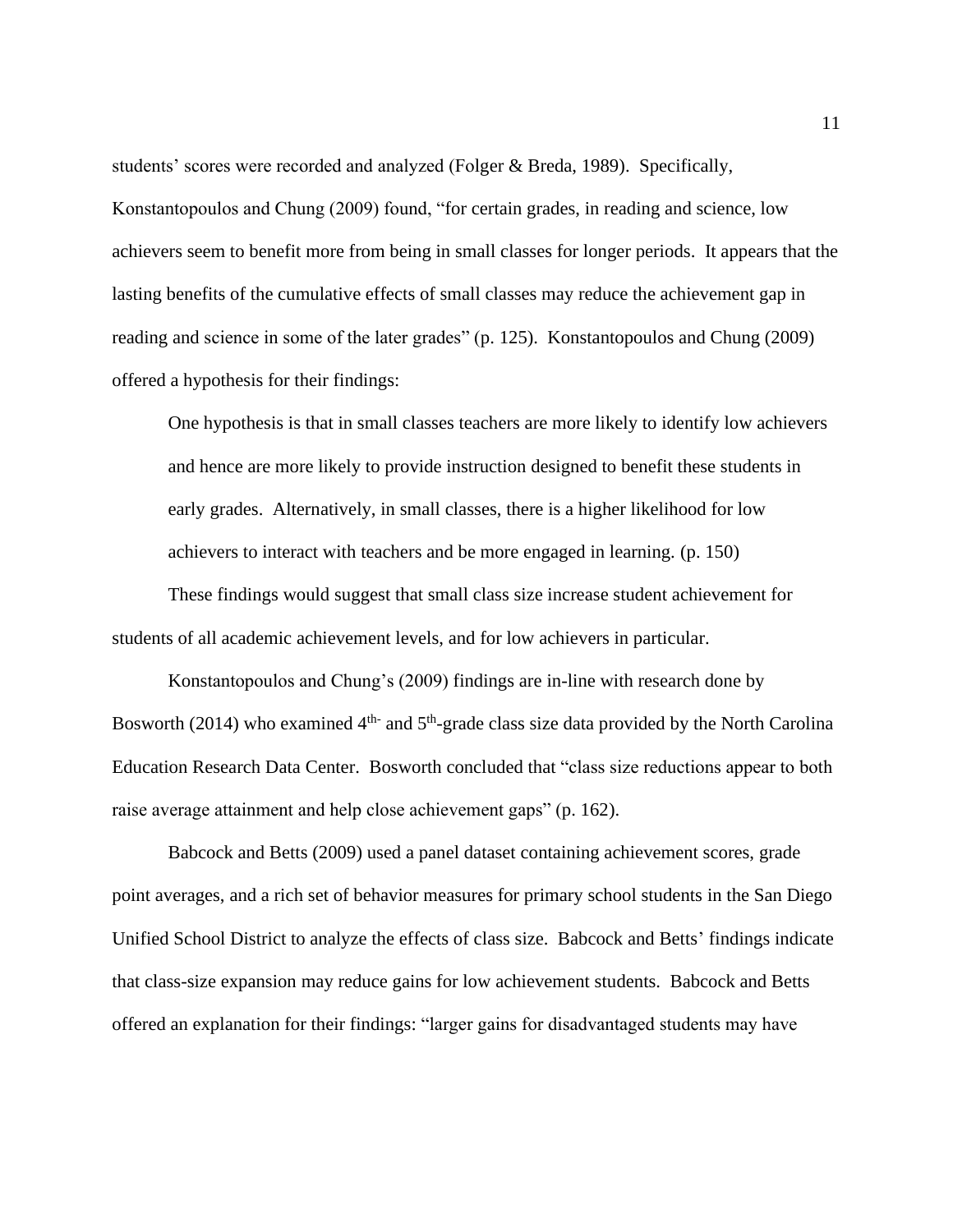students' scores were recorded and analyzed (Folger & Breda, 1989). Specifically, Konstantopoulos and Chung (2009) found, "for certain grades, in reading and science, low achievers seem to benefit more from being in small classes for longer periods. It appears that the lasting benefits of the cumulative effects of small classes may reduce the achievement gap in reading and science in some of the later grades" (p. 125). Konstantopoulos and Chung (2009) offered a hypothesis for their findings:

> One hypothesis is that in small classes teachers are more likely to identify low achievers and hence are more likely to provide instruction designed to benefit these students in early grades. Alternatively, in small classes, there is a higher likelihood for low achievers to interact with teachers and be more engaged in learning. (p. 150)

These findings would suggest that small class size increase student achievement for students of all academic achievement levels, and for low achievers in particular.

Konstantopoulos and Chung's (2009) findings are in-line with research done by Bosworth (2014) who examined 4th- and 5th-grade class size data provided by the North Carolina Education Research Data Center. Bosworth concluded that "class size reductions appear to both raise average attainment and help close achievement gaps" (p. 162).

Babcock and Betts (2009) used a panel dataset containing achievement scores, grade point averages, and a rich set of behavior measures for primary school students in the San Diego Unified School District to analyze the effects of class size. Babcock and Betts' findings indicate that class-size expansion may reduce gains for low achievement students. Babcock and Betts offered an explanation for their findings: "larger gains for disadvantaged students may have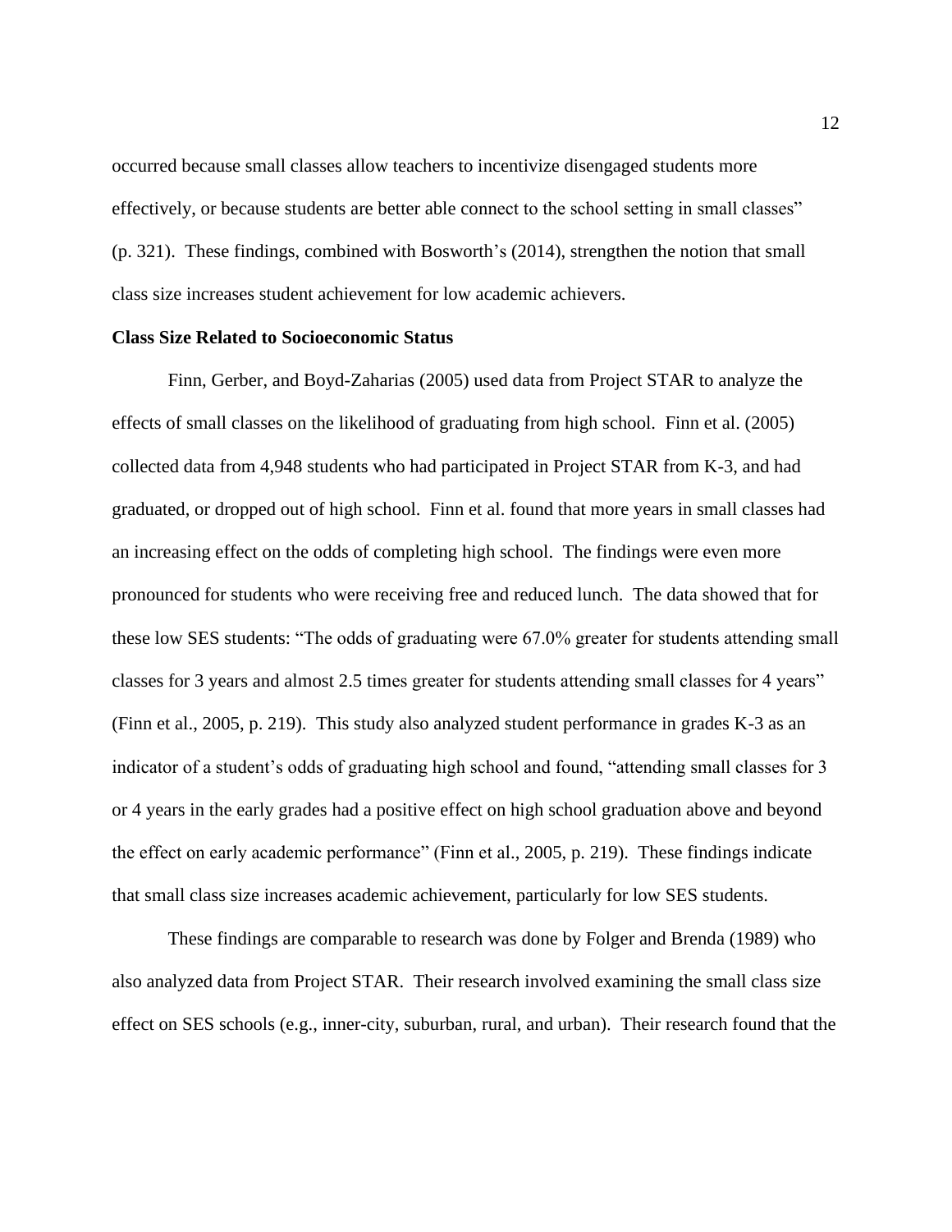occurred because small classes allow teachers to incentivize disengaged students more effectively, or because students are better able connect to the school setting in small classes" (p. 321). These findings, combined with Bosworth's (2014), strengthen the notion that small class size increases student achievement for low academic achievers.

**Class Size Related to Socioeconomic Status**

Finn, Gerber, and Boyd-Zaharias (2005) used data from Project STAR to analyze the effects of small classes on the likelihood of graduating from high school. Finn et al. (2005) collected data from 4,948 students who had participated in Project STAR from K-3, and had graduated, or dropped out of high school. Finn et al. found that more years in small classes had an increasing effect on the odds of completing high school. The findings were even more pronounced for students who were receiving free and reduced lunch. The data showed that for these low SES students: "The odds of graduating were 67.0% greater for students attending small classes for 3 years and almost 2.5 times greater for students attending small classes for 4 years" (Finn et al., 2005, p. 219). This study also analyzed student performance in grades K-3 as an indicator of a student's odds of graduating high school and found, "attending small classes for 3 or 4 years in the early grades had a positive effect on high school graduation above and beyond the effect on early academic performance" (Finn et al., 2005, p. 219). These findings indicate that small class size increases academic achievement, particularly for low SES students.

These findings are comparable to research was done by Folger and Brenda (1989) who also analyzed data from Project STAR. Their research involved examining the small class size effect on SES schools (e.g., inner-city, suburban, rural, and urban). Their research found that the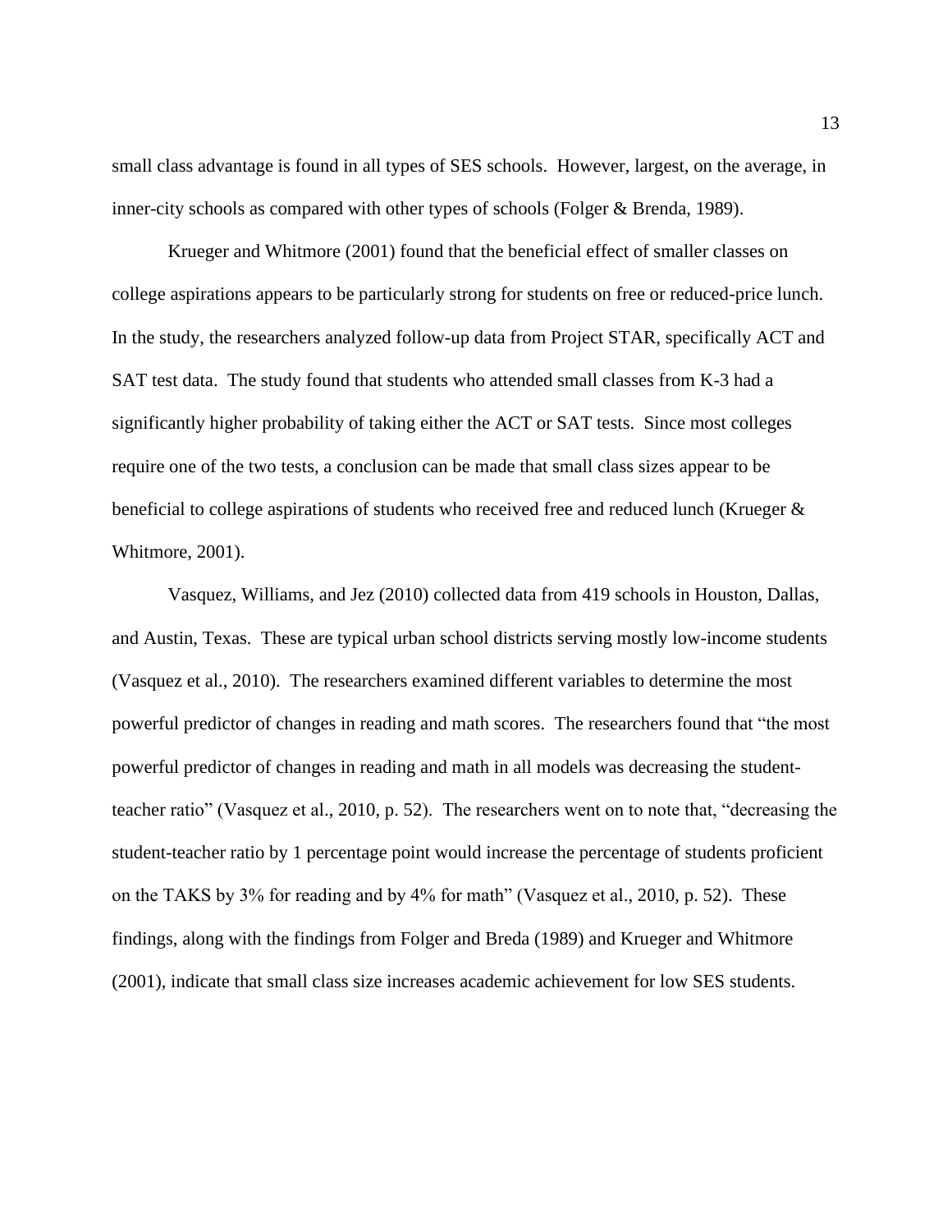small class advantage is found in all types of SES schools. However, largest, on the average, in inner-city schools as compared with other types of schools (Folger & Brenda, 1989).

Krueger and Whitmore (2001) found that the beneficial effect of smaller classes on college aspirations appears to be particularly strong for students on free or reduced-price lunch. In the study, the researchers analyzed follow-up data from Project STAR, specifically ACT and SAT test data. The study found that students who attended small classes from K-3 had a significantly higher probability of taking either the ACT or SAT tests. Since most colleges require one of the two tests, a conclusion can be made that small class sizes appear to be beneficial to college aspirations of students who received free and reduced lunch (Krueger & Whitmore, 2001).

Vasquez, Williams, and Jez (2010) collected data from 419 schools in Houston, Dallas, and Austin, Texas. These are typical urban school districts serving mostly low-income students (Vasquez et al., 2010). The researchers examined different variables to determine the most powerful predictor of changes in reading and math scores. The researchers found that "the most powerful predictor of changes in reading and math in all models was decreasing the student-teacher ratio" (Vasquez et al., 2010, p. 52). The researchers went on to note that, "decreasing the student-teacher ratio by 1 percentage point would increase the percentage of students proficient on the TAKS by 3% for reading and by 4% for math" (Vasquez et al., 2010, p. 52). These findings, along with the findings from Folger and Breda (1989) and Krueger and Whitmore (2001), indicate that small class size increases academic achievement for low SES students.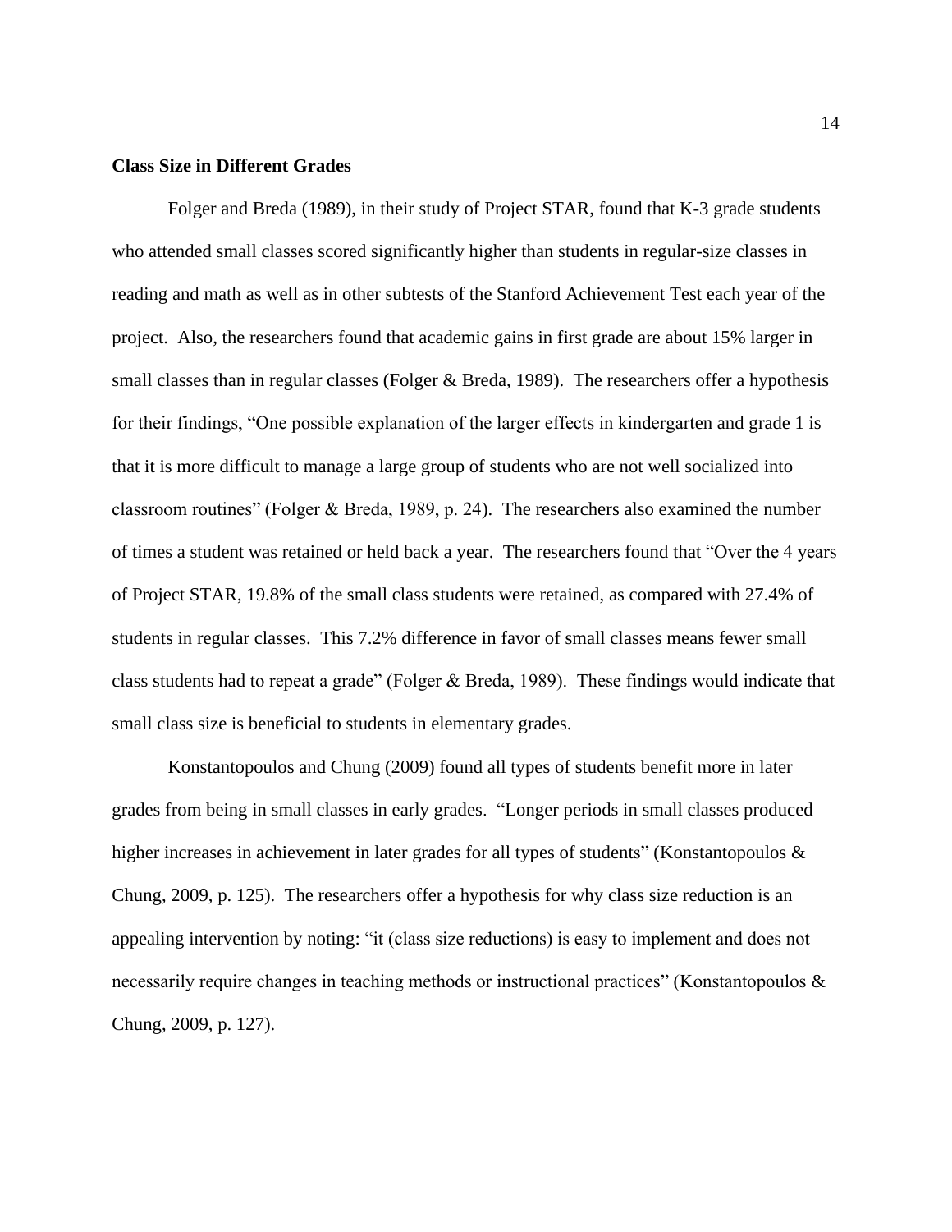**Class Size in Different Grades**

Folger and Breda (1989), in their study of Project STAR, found that K-3 grade students who attended small classes scored significantly higher than students in regular-size classes in reading and math as well as in other subtests of the Stanford Achievement Test each year of the project. Also, the researchers found that academic gains in first grade are about 15% larger in small classes than in regular classes (Folger & Breda, 1989). The researchers offer a hypothesis for their findings, "One possible explanation of the larger effects in kindergarten and grade 1 is that it is more difficult to manage a large group of students who are not well socialized into classroom routines" (Folger & Breda, 1989, p. 24). The researchers also examined the number of times a student was retained or held back a year. The researchers found that "Over the 4 years of Project STAR, 19.8% of the small class students were retained, as compared with 27.4% of students in regular classes. This 7.2% difference in favor of small classes means fewer small class students had to repeat a grade" (Folger & Breda, 1989). These findings would indicate that small class size is beneficial to students in elementary grades.

Konstantopoulos and Chung (2009) found all types of students benefit more in later grades from being in small classes in early grades. "Longer periods in small classes produced higher increases in achievement in later grades for all types of students" (Konstantopoulos & Chung, 2009, p. 125). The researchers offer a hypothesis for why class size reduction is an appealing intervention by noting: "it (class size reductions) is easy to implement and does not necessarily require changes in teaching methods or instructional practices" (Konstantopoulos & Chung, 2009, p. 127).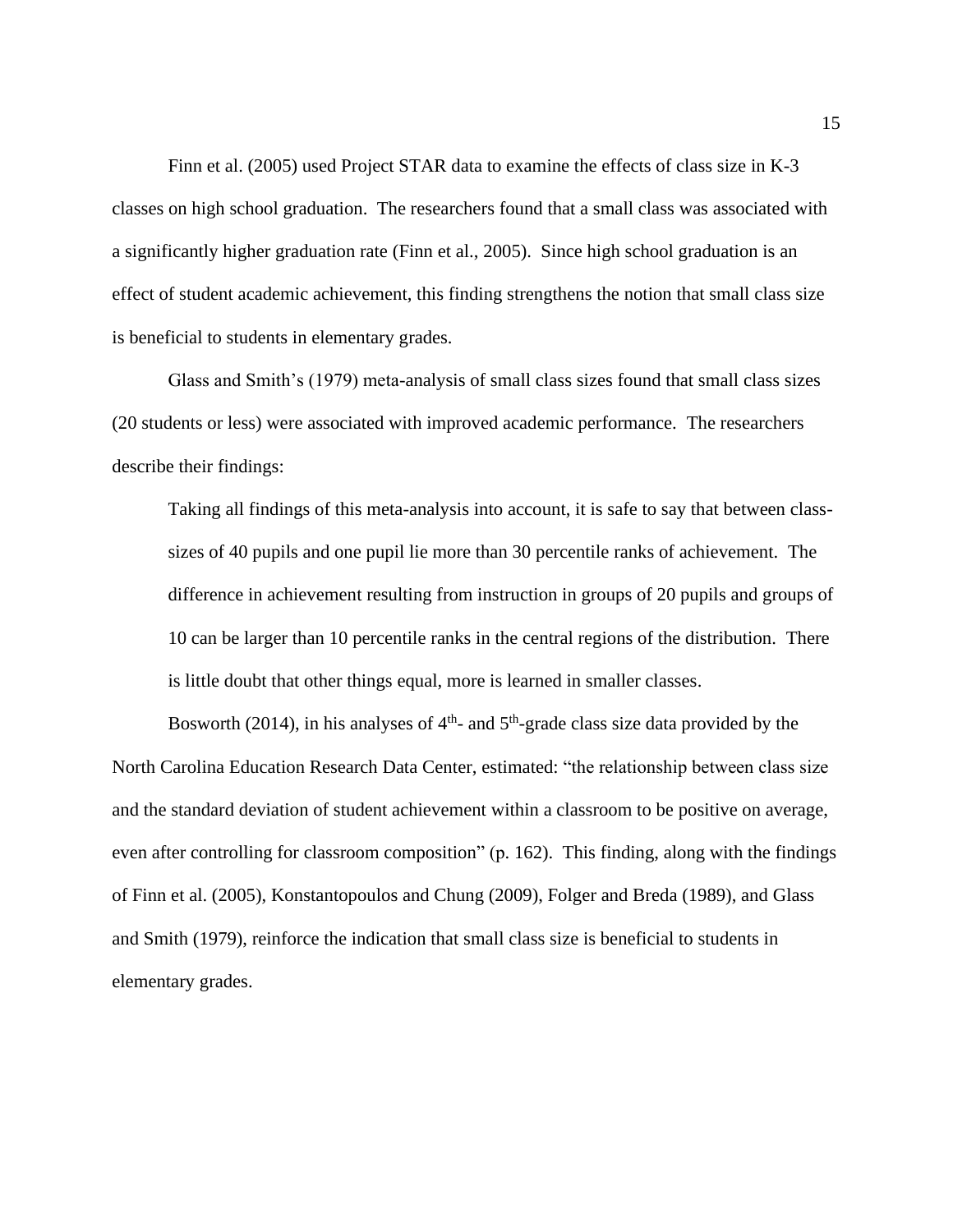Finn et al. (2005) used Project STAR data to examine the effects of class size in K-3 classes on high school graduation. The researchers found that a small class was associated with a significantly higher graduation rate (Finn et al., 2005). Since high school graduation is an effect of student academic achievement, this finding strengthens the notion that small class size is beneficial to students in elementary grades.

Glass and Smith's (1979) meta-analysis of small class sizes found that small class sizes (20 students or less) were associated with improved academic performance. The researchers describe their findings:

> Taking all findings of this meta-analysis into account, it is safe to say that between class-sizes of 40 pupils and one pupil lie more than 30 percentile ranks of achievement. The difference in achievement resulting from instruction in groups of 20 pupils and groups of 10 can be larger than 10 percentile ranks in the central regions of the distribution. There is little doubt that other things equal, more is learned in smaller classes.

Bosworth (2014), in his analyses of 4$^{th}$- and 5$^{th}$-grade class size data provided by the North Carolina Education Research Data Center, estimated: "the relationship between class size and the standard deviation of student achievement within a classroom to be positive on average, even after controlling for classroom composition" (p. 162). This finding, along with the findings of Finn et al. (2005), Konstantopoulos and Chung (2009), Folger and Breda (1989), and Glass and Smith (1979), reinforce the indication that small class size is beneficial to students in elementary grades.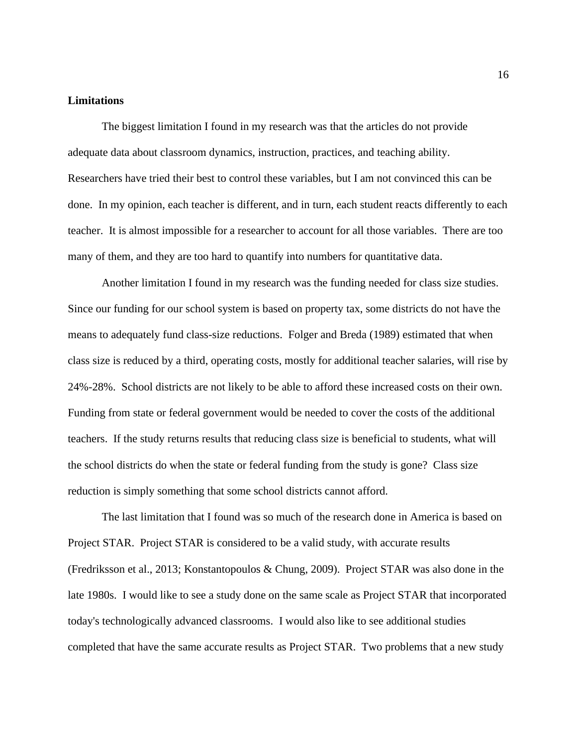**Limitations**

The biggest limitation I found in my research was that the articles do not provide adequate data about classroom dynamics, instruction, practices, and teaching ability. Researchers have tried their best to control these variables, but I am not convinced this can be done. In my opinion, each teacher is different, and in turn, each student reacts differently to each teacher. It is almost impossible for a researcher to account for all those variables. There are too many of them, and they are too hard to quantify into numbers for quantitative data.

Another limitation I found in my research was the funding needed for class size studies. Since our funding for our school system is based on property tax, some districts do not have the means to adequately fund class-size reductions. Folger and Breda (1989) estimated that when class size is reduced by a third, operating costs, mostly for additional teacher salaries, will rise by 24%-28%. School districts are not likely to be able to afford these increased costs on their own. Funding from state or federal government would be needed to cover the costs of the additional teachers. If the study returns results that reducing class size is beneficial to students, what will the school districts do when the state or federal funding from the study is gone? Class size reduction is simply something that some school districts cannot afford.

The last limitation that I found was so much of the research done in America is based on Project STAR. Project STAR is considered to be a valid study, with accurate results (Fredriksson et al., 2013; Konstantopoulos & Chung, 2009). Project STAR was also done in the late 1980s. I would like to see a study done on the same scale as Project STAR that incorporated today's technologically advanced classrooms. I would also like to see additional studies completed that have the same accurate results as Project STAR. Two problems that a new study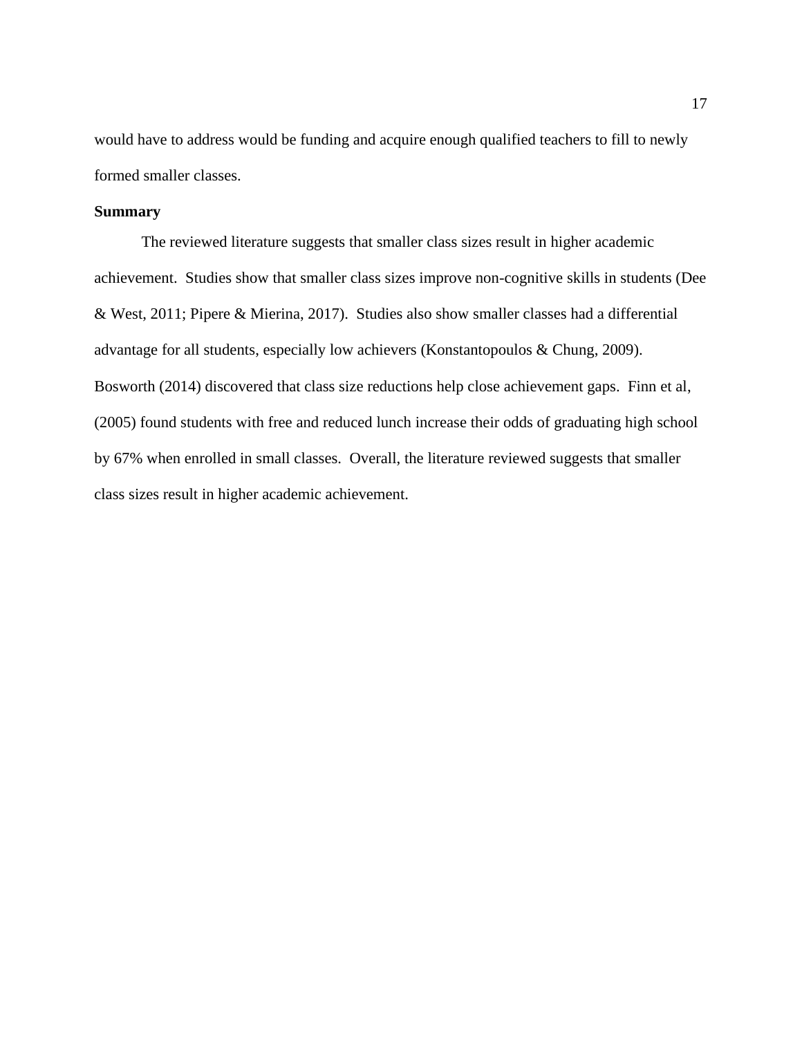would have to address would be funding and acquire enough qualified teachers to fill to newly formed smaller classes.

**Summary**

The reviewed literature suggests that smaller class sizes result in higher academic achievement. Studies show that smaller class sizes improve non-cognitive skills in students (Dee & West, 2011; Pipere & Mierina, 2017). Studies also show smaller classes had a differential advantage for all students, especially low achievers (Konstantopoulos & Chung, 2009). Bosworth (2014) discovered that class size reductions help close achievement gaps. Finn et al, (2005) found students with free and reduced lunch increase their odds of graduating high school by 67% when enrolled in small classes. Overall, the literature reviewed suggests that smaller class sizes result in higher academic achievement.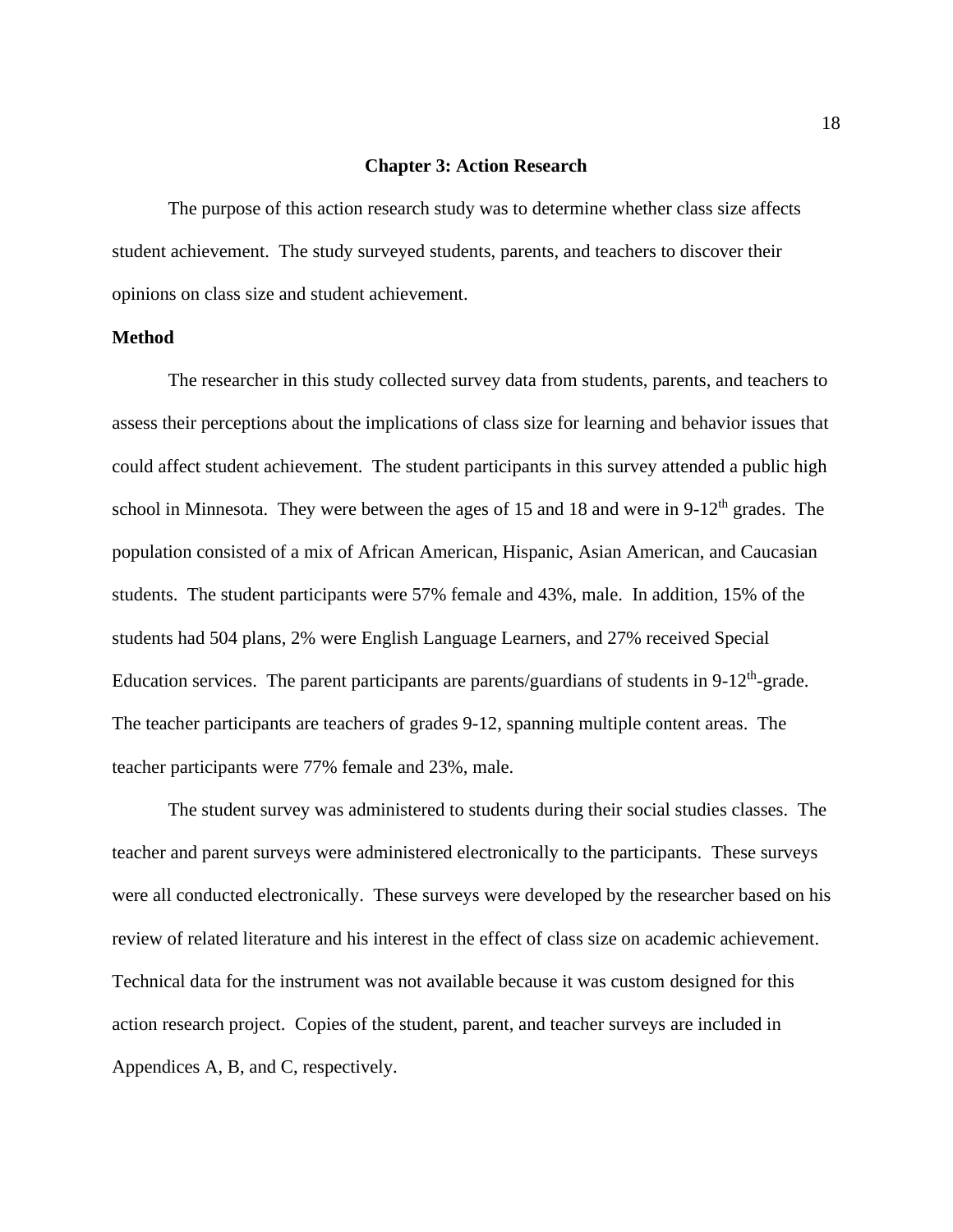# Chapter 3: Action Research

The purpose of this action research study was to determine whether class size affects student achievement. The study surveyed students, parents, and teachers to discover their opinions on class size and student achievement.

## Method

The researcher in this study collected survey data from students, parents, and teachers to assess their perceptions about the implications of class size for learning and behavior issues that could affect student achievement. The student participants in this survey attended a public high school in Minnesota. They were between the ages of 15 and 18 and were in 9-12th grades. The population consisted of a mix of African American, Hispanic, Asian American, and Caucasian students. The student participants were 57% female and 43%, male. In addition, 15% of the students had 504 plans, 2% were English Language Learners, and 27% received Special Education services. The parent participants are parents/guardians of students in 9-12th-grade. The teacher participants are teachers of grades 9-12, spanning multiple content areas. The teacher participants were 77% female and 23%, male.

The student survey was administered to students during their social studies classes. The teacher and parent surveys were administered electronically to the participants. These surveys were all conducted electronically. These surveys were developed by the researcher based on his review of related literature and his interest in the effect of class size on academic achievement. Technical data for the instrument was not available because it was custom designed for this action research project. Copies of the student, parent, and teacher surveys are included in Appendices A, B, and C, respectively.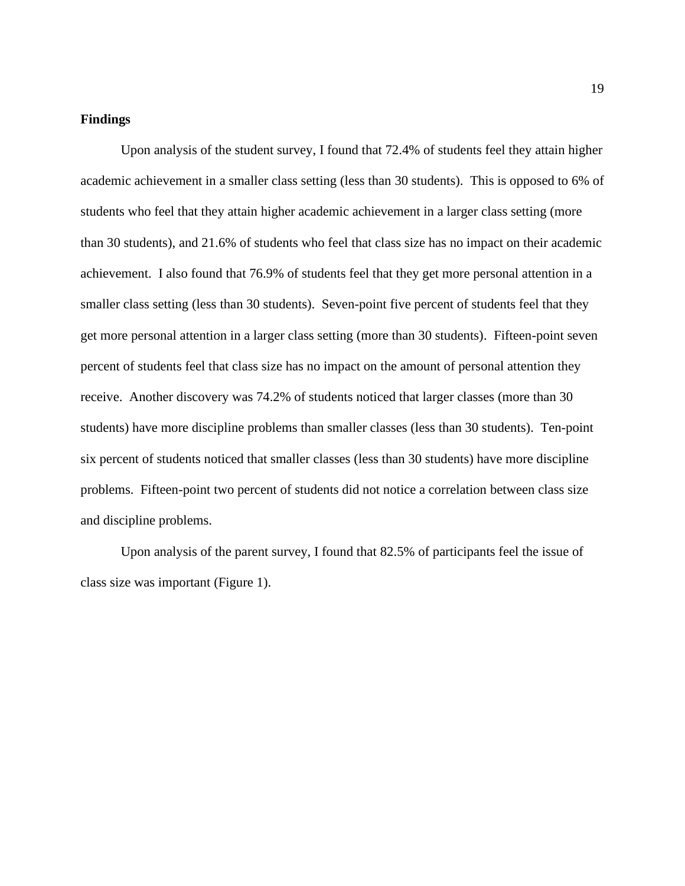**Findings**

Upon analysis of the student survey, I found that 72.4% of students feel they attain higher academic achievement in a smaller class setting (less than 30 students). This is opposed to 6% of students who feel that they attain higher academic achievement in a larger class setting (more than 30 students), and 21.6% of students who feel that class size has no impact on their academic achievement. I also found that 76.9% of students feel that they get more personal attention in a smaller class setting (less than 30 students). Seven-point five percent of students feel that they get more personal attention in a larger class setting (more than 30 students). Fifteen-point seven percent of students feel that class size has no impact on the amount of personal attention they receive. Another discovery was 74.2% of students noticed that larger classes (more than 30 students) have more discipline problems than smaller classes (less than 30 students). Ten-point six percent of students noticed that smaller classes (less than 30 students) have more discipline problems. Fifteen-point two percent of students did not notice a correlation between class size and discipline problems.

Upon analysis of the parent survey, I found that 82.5% of participants feel the issue of class size was important (Figure 1).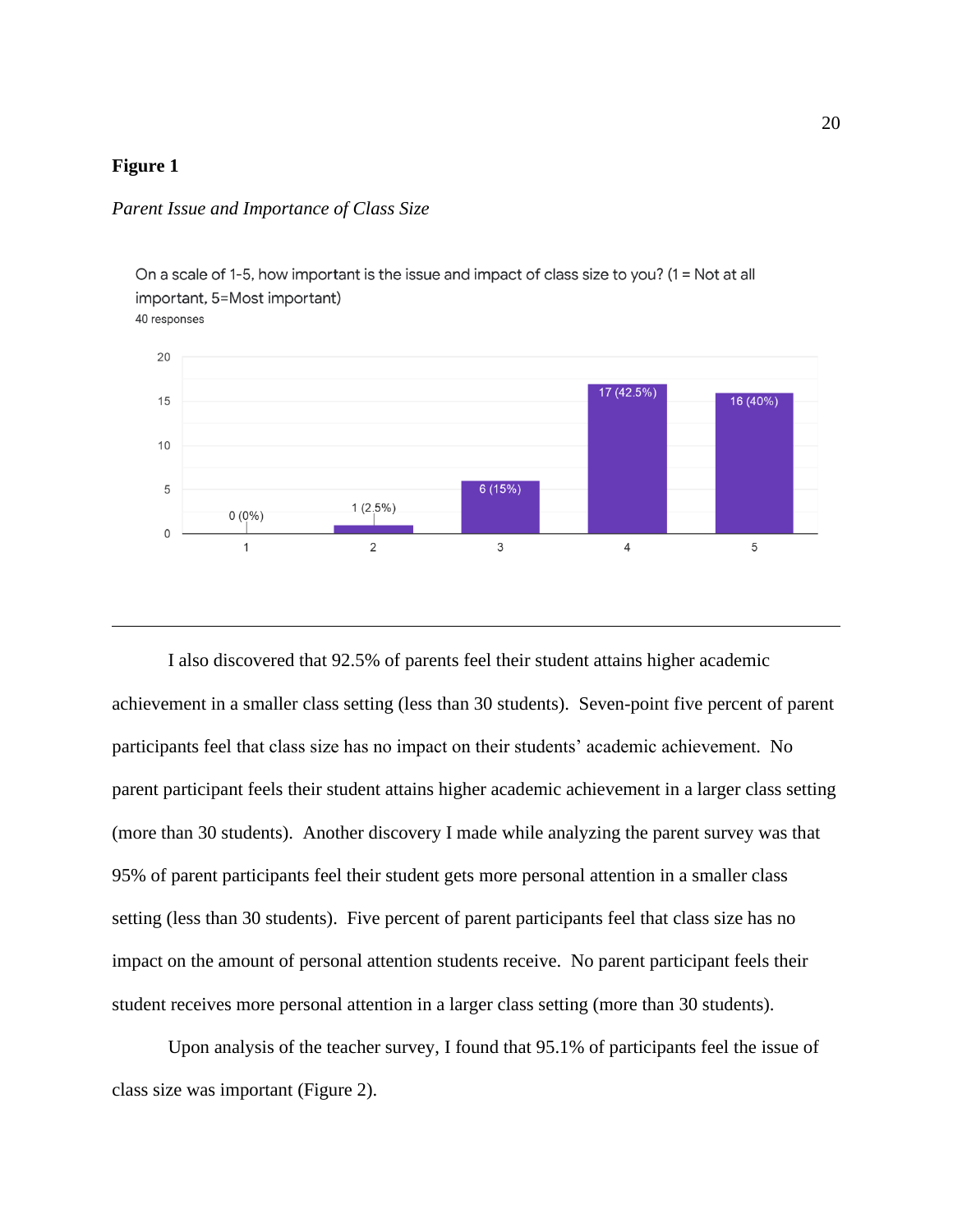**Figure 1**

*Parent Issue and Importance of Class Size*

On a scale of 1-5, how important is the issue and impact of class size to you? (1 = Not at all important, 5=Most important)

40 responses

| Rating | Responses |
| --- | --- |
| 1 | 0 (0%) |
| 2 | 1 (2.5%) |
| 3 | 6 (15%) |
| 4 | 17 (42.5%) |
| 5 | 16 (40%) |

---

I also discovered that 92.5% of parents feel their student attains higher academic achievement in a smaller class setting (less than 30 students). Seven-point five percent of parent participants feel that class size has no impact on their students' academic achievement. No parent participant feels their student attains higher academic achievement in a larger class setting (more than 30 students). Another discovery I made while analyzing the parent survey was that 95% of parent participants feel their student gets more personal attention in a smaller class setting (less than 30 students). Five percent of parent participants feel that class size has no impact on the amount of personal attention students receive. No parent participant feels their student receives more personal attention in a larger class setting (more than 30 students).

Upon analysis of the teacher survey, I found that 95.1% of participants feel the issue of class size was important (Figure 2).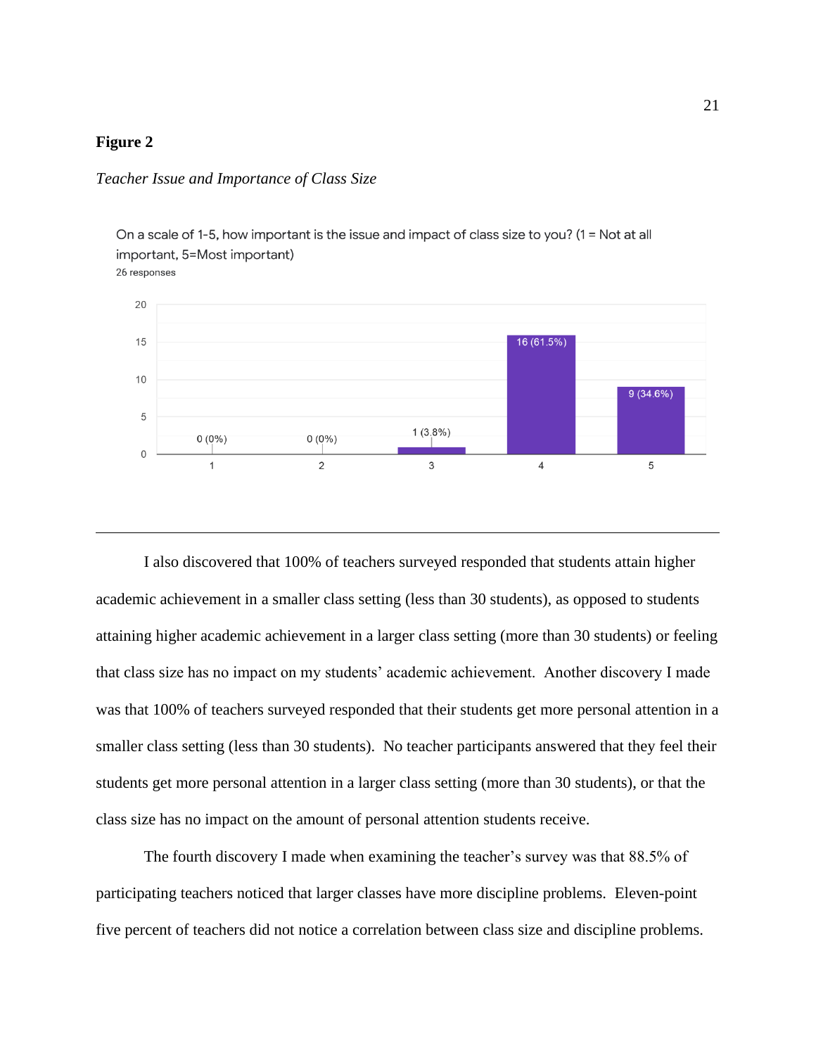**Figure 2**

*Teacher Issue and Importance of Class Size*

On a scale of 1-5, how important is the issue and impact of class size to you? (1 = Not at all important, 5=Most important)
26 responses

| Rating | Responses |
| --- | --- |
| 1 | 0 (0%) |
| 2 | 0 (0%) |
| 3 | 1 (3.8%) |
| 4 | 16 (61.5%) |
| 5 | 9 (34.6%) |

---

I also discovered that 100% of teachers surveyed responded that students attain higher academic achievement in a smaller class setting (less than 30 students), as opposed to students attaining higher academic achievement in a larger class setting (more than 30 students) or feeling that class size has no impact on my students' academic achievement. Another discovery I made was that 100% of teachers surveyed responded that their students get more personal attention in a smaller class setting (less than 30 students). No teacher participants answered that they feel their students get more personal attention in a larger class setting (more than 30 students), or that the class size has no impact on the amount of personal attention students receive.

The fourth discovery I made when examining the teacher's survey was that 88.5% of participating teachers noticed that larger classes have more discipline problems. Eleven-point five percent of teachers did not notice a correlation between class size and discipline problems.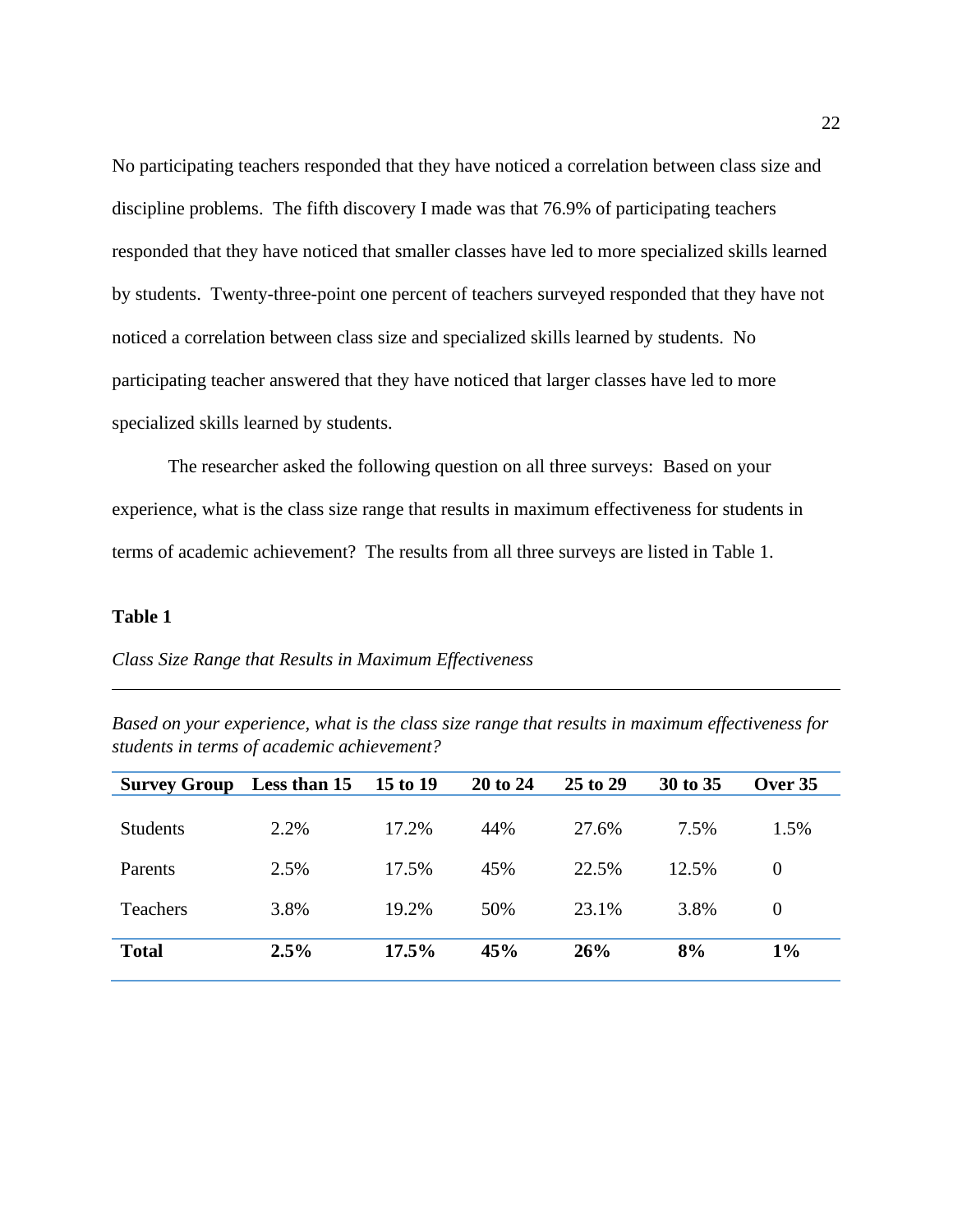No participating teachers responded that they have noticed a correlation between class size and discipline problems. The fifth discovery I made was that 76.9% of participating teachers responded that they have noticed that smaller classes have led to more specialized skills learned by students. Twenty-three-point one percent of teachers surveyed responded that they have not noticed a correlation between class size and specialized skills learned by students. No participating teacher answered that they have noticed that larger classes have led to more specialized skills learned by students.

The researcher asked the following question on all three surveys: Based on your experience, what is the class size range that results in maximum effectiveness for students in terms of academic achievement? The results from all three surveys are listed in Table 1.

**Table 1**

*Class Size Range that Results in Maximum Effectiveness*

*Based on your experience, what is the class size range that results in maximum effectiveness for students in terms of academic achievement?*

| **Survey Group** | **Less than 15** | **15 to 19** | **20 to 24** | **25 to 29** | **30 to 35** | **Over 35** |
|---|---|---|---|---|---|---|
| Students | 2.2% | 17.2% | 44% | 27.6% | 7.5% | 1.5% |
| Parents | 2.5% | 17.5% | 45% | 22.5% | 12.5% | 0 |
| Teachers | 3.8% | 19.2% | 50% | 23.1% | 3.8% | 0 |
| **Total** | **2.5%** | **17.5%** | **45%** | **26%** | **8%** | **1%** |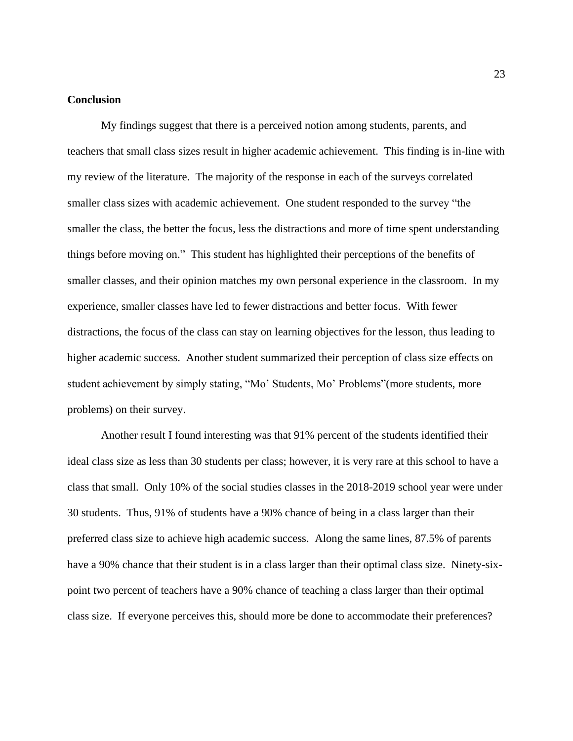**Conclusion**

My findings suggest that there is a perceived notion among students, parents, and teachers that small class sizes result in higher academic achievement. This finding is in-line with my review of the literature. The majority of the response in each of the surveys correlated smaller class sizes with academic achievement. One student responded to the survey "the smaller the class, the better the focus, less the distractions and more of time spent understanding things before moving on." This student has highlighted their perceptions of the benefits of smaller classes, and their opinion matches my own personal experience in the classroom. In my experience, smaller classes have led to fewer distractions and better focus. With fewer distractions, the focus of the class can stay on learning objectives for the lesson, thus leading to higher academic success. Another student summarized their perception of class size effects on student achievement by simply stating, "Mo' Students, Mo' Problems"(more students, more problems) on their survey.

Another result I found interesting was that 91% percent of the students identified their ideal class size as less than 30 students per class; however, it is very rare at this school to have a class that small. Only 10% of the social studies classes in the 2018-2019 school year were under 30 students. Thus, 91% of students have a 90% chance of being in a class larger than their preferred class size to achieve high academic success. Along the same lines, 87.5% of parents have a 90% chance that their student is in a class larger than their optimal class size. Ninety-six-point two percent of teachers have a 90% chance of teaching a class larger than their optimal class size. If everyone perceives this, should more be done to accommodate their preferences?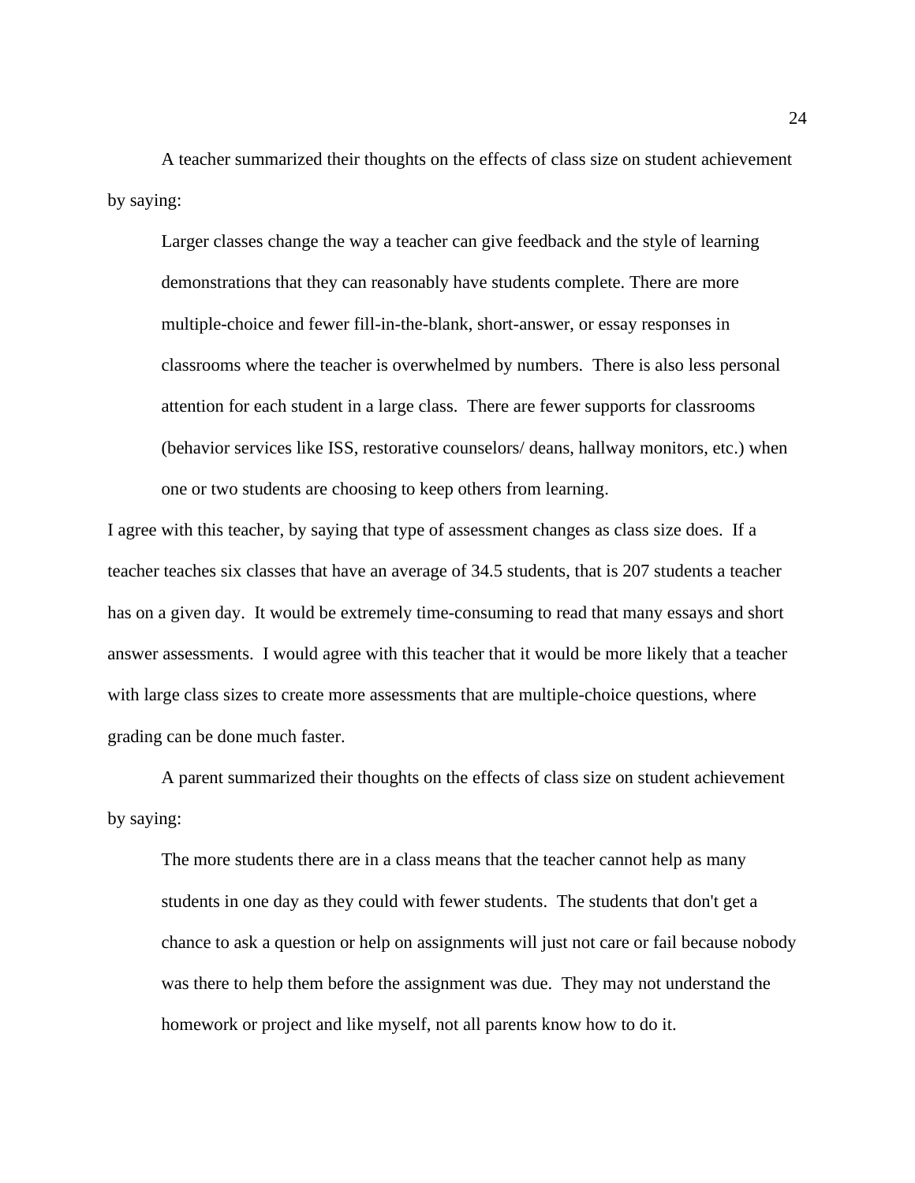A teacher summarized their thoughts on the effects of class size on student achievement by saying:

> Larger classes change the way a teacher can give feedback and the style of learning demonstrations that they can reasonably have students complete. There are more multiple-choice and fewer fill-in-the-blank, short-answer, or essay responses in classrooms where the teacher is overwhelmed by numbers. There is also less personal attention for each student in a large class. There are fewer supports for classrooms (behavior services like ISS, restorative counselors/ deans, hallway monitors, etc.) when one or two students are choosing to keep others from learning.

I agree with this teacher, by saying that type of assessment changes as class size does. If a teacher teaches six classes that have an average of 34.5 students, that is 207 students a teacher has on a given day. It would be extremely time-consuming to read that many essays and short answer assessments. I would agree with this teacher that it would be more likely that a teacher with large class sizes to create more assessments that are multiple-choice questions, where grading can be done much faster.

A parent summarized their thoughts on the effects of class size on student achievement by saying:

> The more students there are in a class means that the teacher cannot help as many students in one day as they could with fewer students. The students that don't get a chance to ask a question or help on assignments will just not care or fail because nobody was there to help them before the assignment was due. They may not understand the homework or project and like myself, not all parents know how to do it.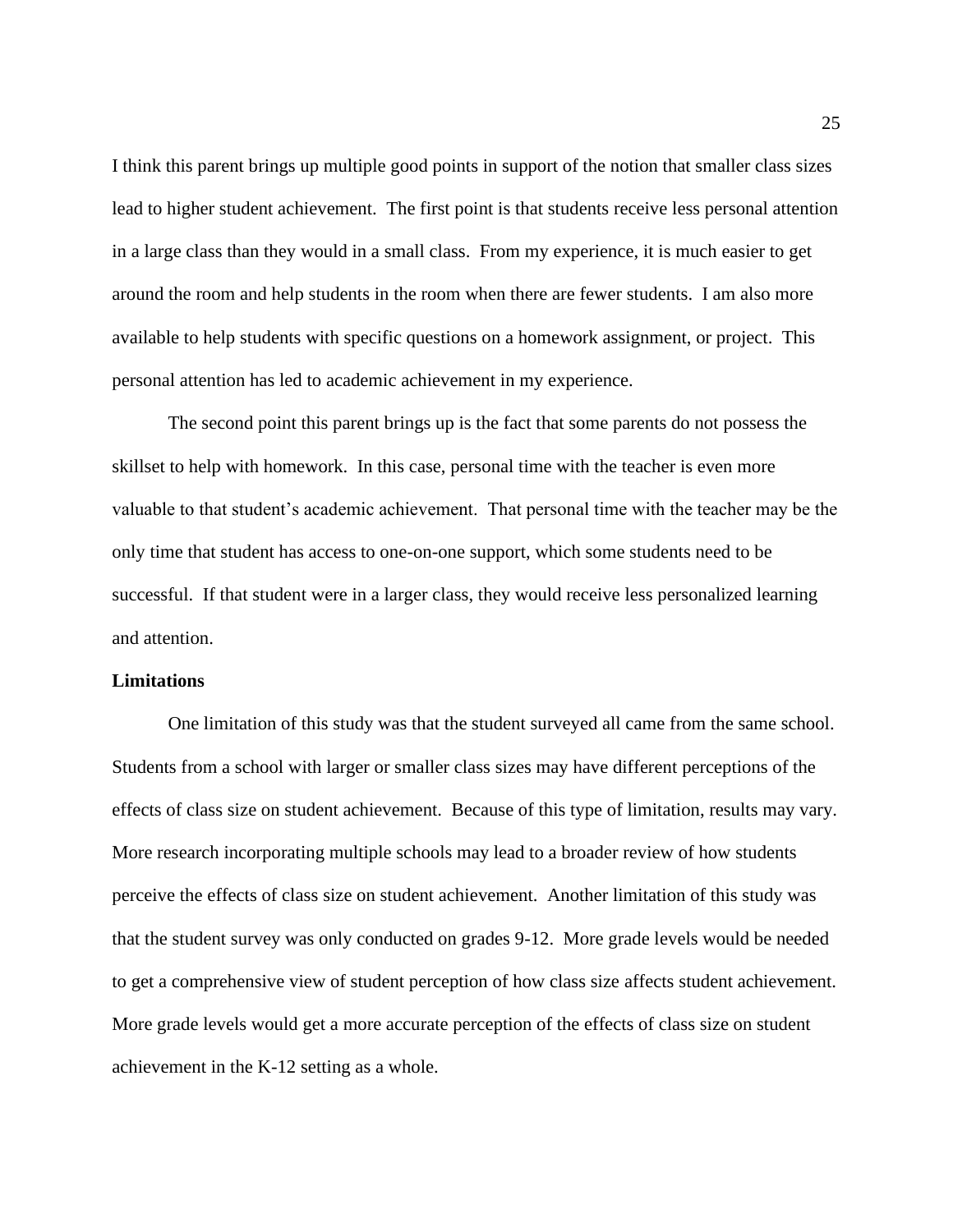I think this parent brings up multiple good points in support of the notion that smaller class sizes lead to higher student achievement. The first point is that students receive less personal attention in a large class than they would in a small class. From my experience, it is much easier to get around the room and help students in the room when there are fewer students. I am also more available to help students with specific questions on a homework assignment, or project. This personal attention has led to academic achievement in my experience.

The second point this parent brings up is the fact that some parents do not possess the skillset to help with homework. In this case, personal time with the teacher is even more valuable to that student's academic achievement. That personal time with the teacher may be the only time that student has access to one-on-one support, which some students need to be successful. If that student were in a larger class, they would receive less personalized learning and attention.

**Limitations**

One limitation of this study was that the student surveyed all came from the same school. Students from a school with larger or smaller class sizes may have different perceptions of the effects of class size on student achievement. Because of this type of limitation, results may vary. More research incorporating multiple schools may lead to a broader review of how students perceive the effects of class size on student achievement. Another limitation of this study was that the student survey was only conducted on grades 9-12. More grade levels would be needed to get a comprehensive view of student perception of how class size affects student achievement. More grade levels would get a more accurate perception of the effects of class size on student achievement in the K-12 setting as a whole.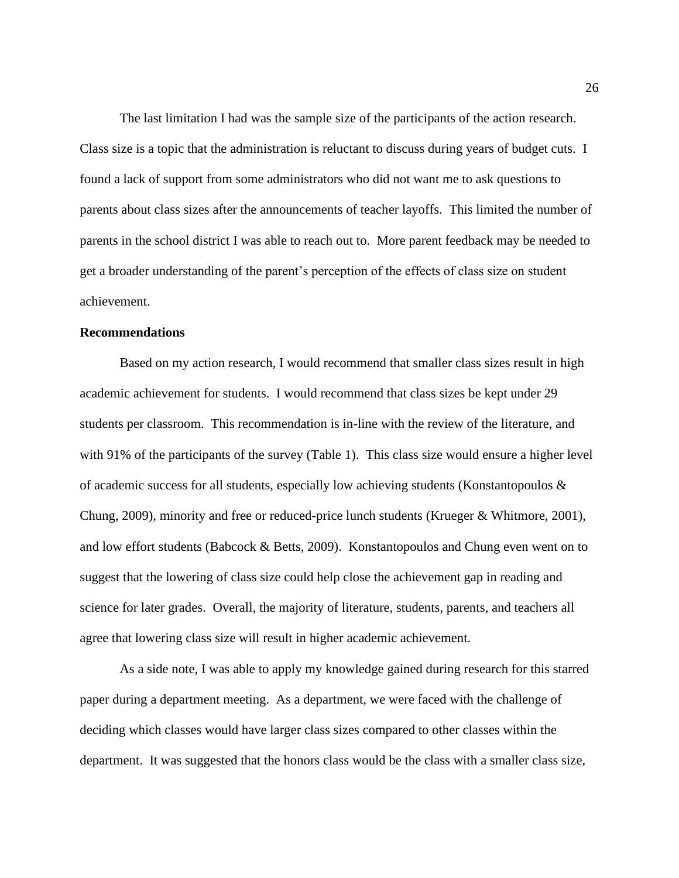The last limitation I had was the sample size of the participants of the action research. Class size is a topic that the administration is reluctant to discuss during years of budget cuts. I found a lack of support from some administrators who did not want me to ask questions to parents about class sizes after the announcements of teacher layoffs. This limited the number of parents in the school district I was able to reach out to. More parent feedback may be needed to get a broader understanding of the parent's perception of the effects of class size on student achievement.

**Recommendations**

Based on my action research, I would recommend that smaller class sizes result in high academic achievement for students. I would recommend that class sizes be kept under 29 students per classroom. This recommendation is in-line with the review of the literature, and with 91% of the participants of the survey (Table 1). This class size would ensure a higher level of academic success for all students, especially low achieving students (Konstantopoulos & Chung, 2009), minority and free or reduced-price lunch students (Krueger & Whitmore, 2001), and low effort students (Babcock & Betts, 2009). Konstantopoulos and Chung even went on to suggest that the lowering of class size could help close the achievement gap in reading and science for later grades. Overall, the majority of literature, students, parents, and teachers all agree that lowering class size will result in higher academic achievement.

As a side note, I was able to apply my knowledge gained during research for this starred paper during a department meeting. As a department, we were faced with the challenge of deciding which classes would have larger class sizes compared to other classes within the department. It was suggested that the honors class would be the class with a smaller class size,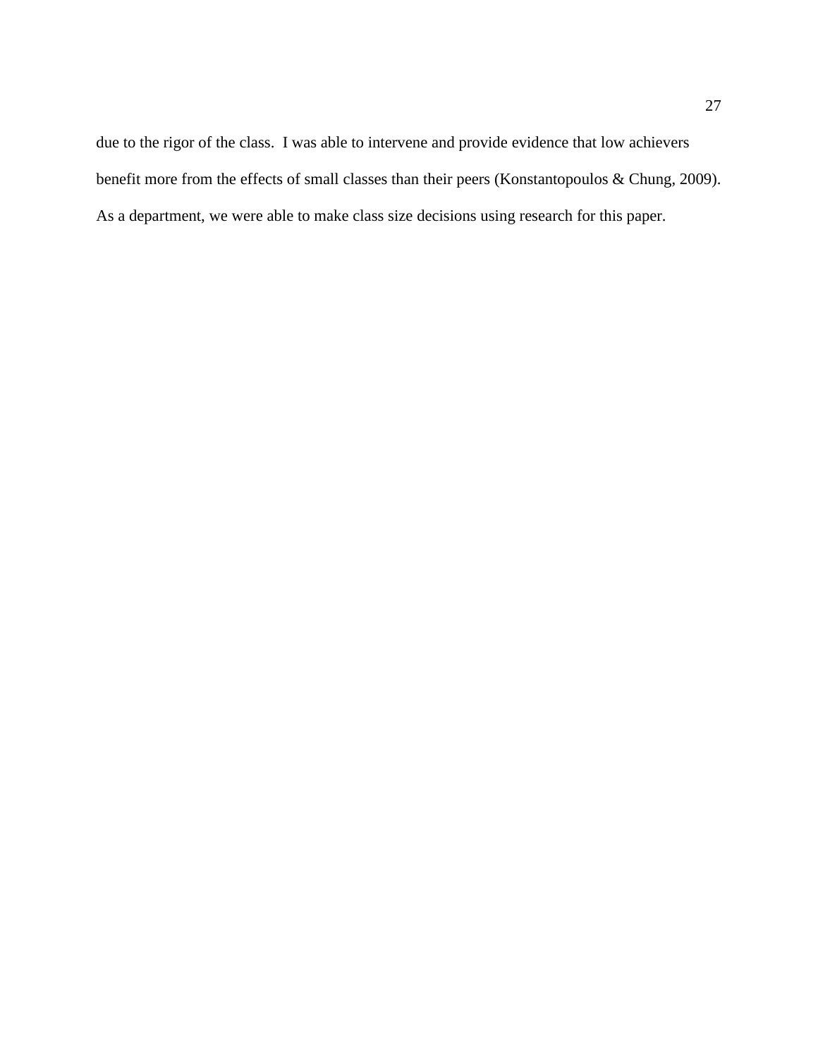due to the rigor of the class.  I was able to intervene and provide evidence that low achievers benefit more from the effects of small classes than their peers (Konstantopoulos & Chung, 2009). As a department, we were able to make class size decisions using research for this paper.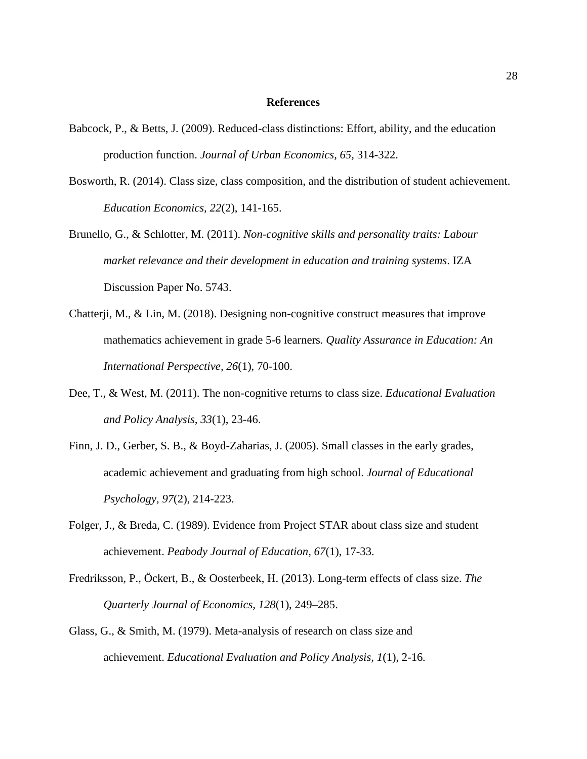## References

Babcock, P., & Betts, J. (2009). Reduced-class distinctions: Effort, ability, and the education production function. *Journal of Urban Economics, 65*, 314-322.

Bosworth, R. (2014). Class size, class composition, and the distribution of student achievement. *Education Economics, 22*(2), 141-165.

Brunello, G., & Schlotter, M. (2011). *Non-cognitive skills and personality traits: Labour market relevance and their development in education and training systems*. IZA Discussion Paper No. 5743.

Chatterji, M., & Lin, M. (2018). Designing non-cognitive construct measures that improve mathematics achievement in grade 5-6 learners*. Quality Assurance in Education: An International Perspective, 26*(1), 70-100.

Dee, T., & West, M. (2011). The non-cognitive returns to class size. *Educational Evaluation and Policy Analysis, 33*(1), 23-46.

Finn, J. D., Gerber, S. B., & Boyd-Zaharias, J. (2005). Small classes in the early grades, academic achievement and graduating from high school. *Journal of Educational Psychology, 97*(2), 214-223.

Folger, J., & Breda, C. (1989). Evidence from Project STAR about class size and student achievement. *Peabody Journal of Education, 67*(1), 17-33.

Fredriksson, P., Öckert, B., & Oosterbeek, H. (2013). Long-term effects of class size. *The Quarterly Journal of Economics, 128*(1), 249–285.

Glass, G., & Smith, M. (1979). Meta-analysis of research on class size and achievement. *Educational Evaluation and Policy Analysis, 1*(1), 2-16.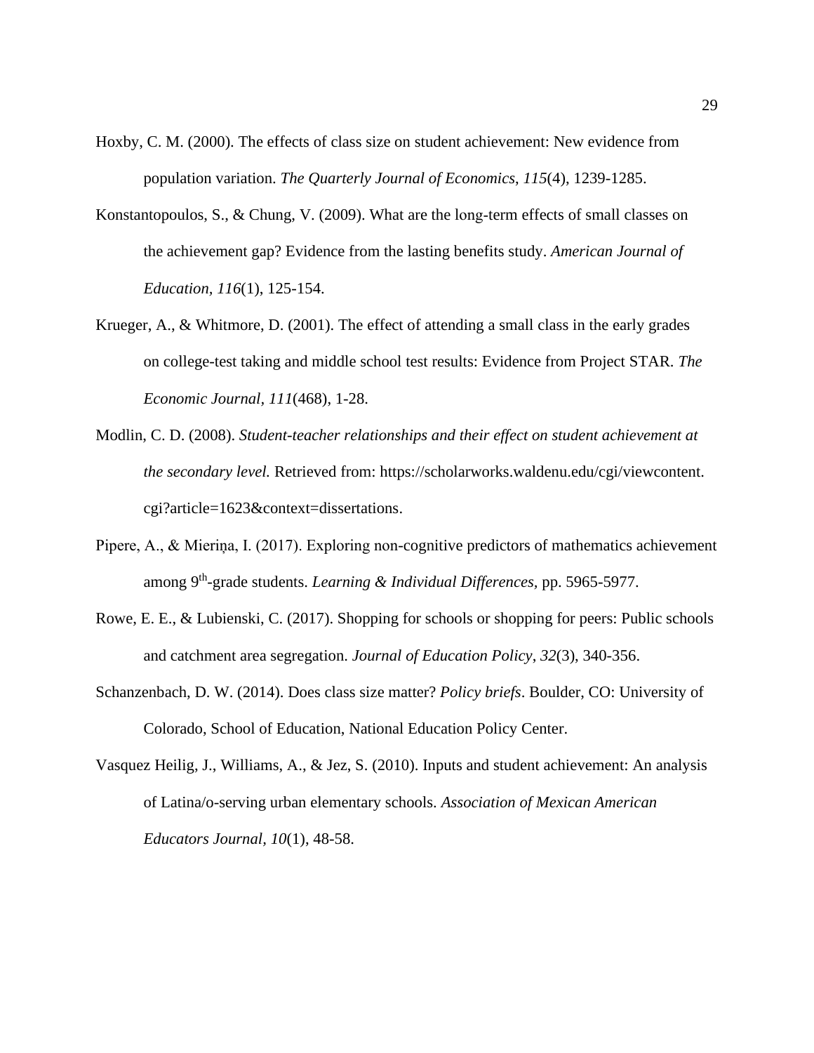Hoxby, C. M. (2000). The effects of class size on student achievement: New evidence from population variation. *The Quarterly Journal of Economics*, *115*(4), 1239-1285.

Konstantopoulos, S., & Chung, V. (2009). What are the long-term effects of small classes on the achievement gap? Evidence from the lasting benefits study. *American Journal of Education*, *116*(1), 125-154.

Krueger, A., & Whitmore, D. (2001). The effect of attending a small class in the early grades on college-test taking and middle school test results: Evidence from Project STAR. *The Economic Journal*, *111*(468), 1-28.

Modlin, C. D. (2008). *Student-teacher relationships and their effect on student achievement at the secondary level.* Retrieved from: https://scholarworks.waldenu.edu/cgi/viewcontent.cgi?article=1623&context=dissertations.

Pipere, A., & Mieriņa, I. (2017). Exploring non-cognitive predictors of mathematics achievement among 9th-grade students. *Learning & Individual Differences*, pp. 5965-5977.

Rowe, E. E., & Lubienski, C. (2017). Shopping for schools or shopping for peers: Public schools and catchment area segregation. *Journal of Education Policy*, *32*(3), 340-356.

Schanzenbach, D. W. (2014). Does class size matter? *Policy briefs*. Boulder, CO: University of Colorado, School of Education, National Education Policy Center.

Vasquez Heilig, J., Williams, A., & Jez, S. (2010). Inputs and student achievement: An analysis of Latina/o-serving urban elementary schools. *Association of Mexican American Educators Journal*, *10*(1), 48-58.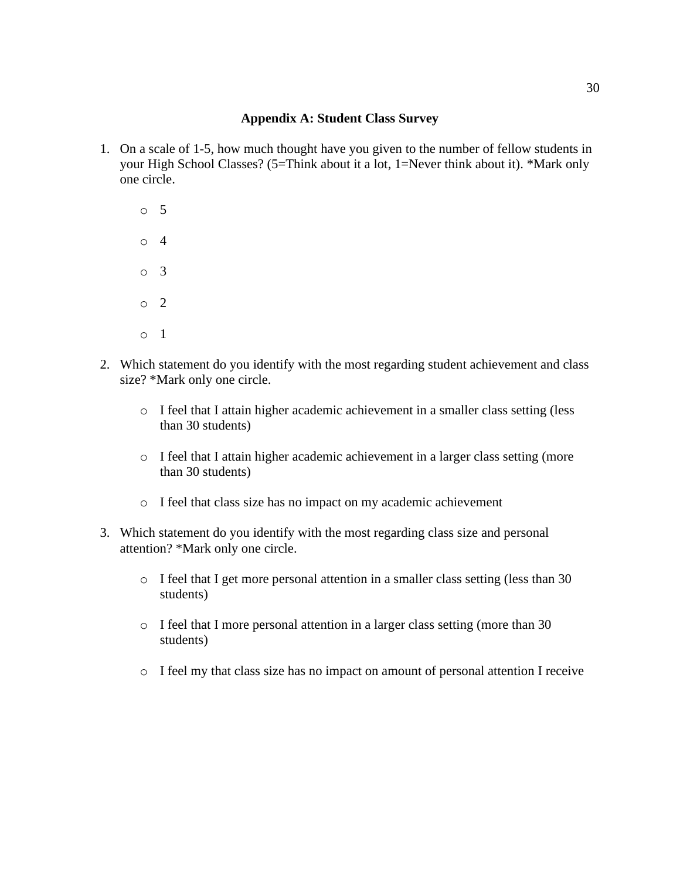**Appendix A: Student Class Survey**

1. On a scale of 1-5, how much thought have you given to the number of fellow students in your High School Classes? (5=Think about it a lot, 1=Never think about it). *Mark only one circle.

    - 5
    - 4
    - 3
    - 2
    - 1

2. Which statement do you identify with the most regarding student achievement and class size? *Mark only one circle.

    - I feel that I attain higher academic achievement in a smaller class setting (less than 30 students)
    - I feel that I attain higher academic achievement in a larger class setting (more than 30 students)
    - I feel that class size has no impact on my academic achievement

3. Which statement do you identify with the most regarding class size and personal attention? *Mark only one circle.

    - I feel that I get more personal attention in a smaller class setting (less than 30 students)
    - I feel that I more personal attention in a larger class setting (more than 30 students)
    - I feel my that class size has no impact on amount of personal attention I receive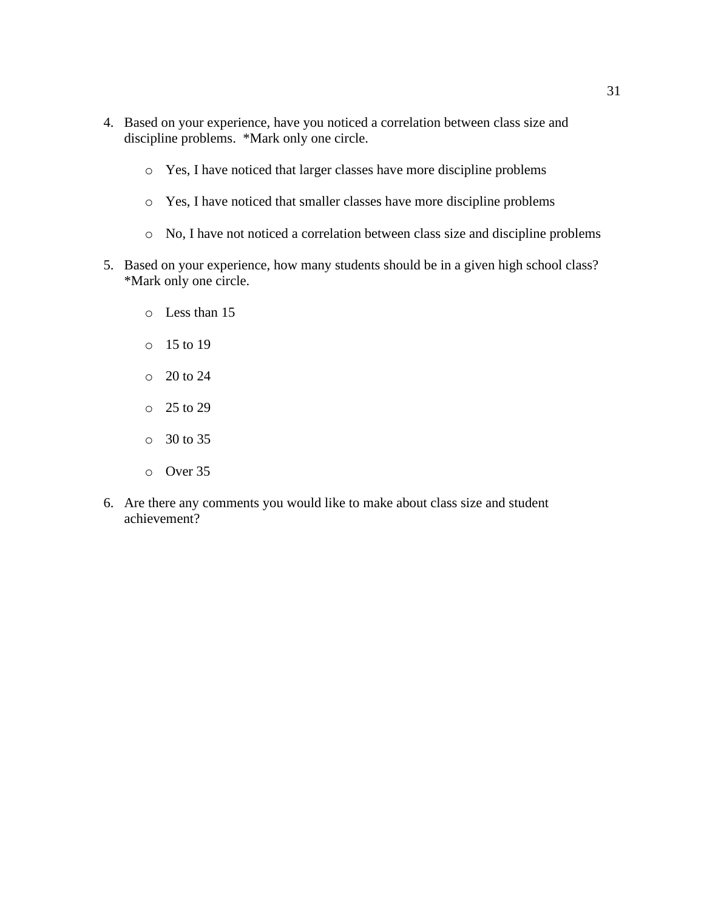4. Based on your experience, have you noticed a correlation between class size and discipline problems.  *Mark only one circle.

    - Yes, I have noticed that larger classes have more discipline problems

    - Yes, I have noticed that smaller classes have more discipline problems

    - No, I have not noticed a correlation between class size and discipline problems

5. Based on your experience, how many students should be in a given high school class? *Mark only one circle.

    - Less than 15

    - 15 to 19

    - 20 to 24

    - 25 to 29

    - 30 to 35

    - Over 35

6. Are there any comments you would like to make about class size and student achievement?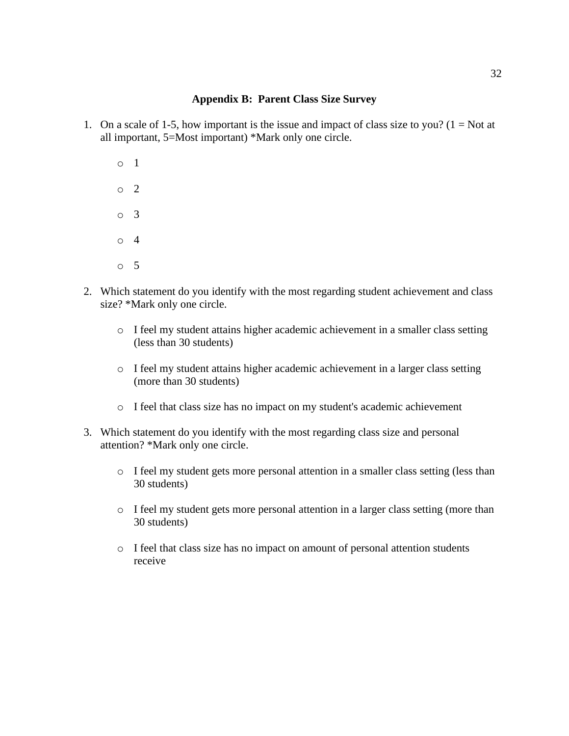## Appendix B: Parent Class Size Survey

1. On a scale of 1-5, how important is the issue and impact of class size to you? (1 = Not at all important, 5=Most important) *Mark only one circle.

   - 1
   - 2
   - 3
   - 4
   - 5

2. Which statement do you identify with the most regarding student achievement and class size? *Mark only one circle.

   - I feel my student attains higher academic achievement in a smaller class setting (less than 30 students)
   - I feel my student attains higher academic achievement in a larger class setting (more than 30 students)
   - I feel that class size has no impact on my student's academic achievement

3. Which statement do you identify with the most regarding class size and personal attention? *Mark only one circle.

   - I feel my student gets more personal attention in a smaller class setting (less than 30 students)
   - I feel my student gets more personal attention in a larger class setting (more than 30 students)
   - I feel that class size has no impact on amount of personal attention students receive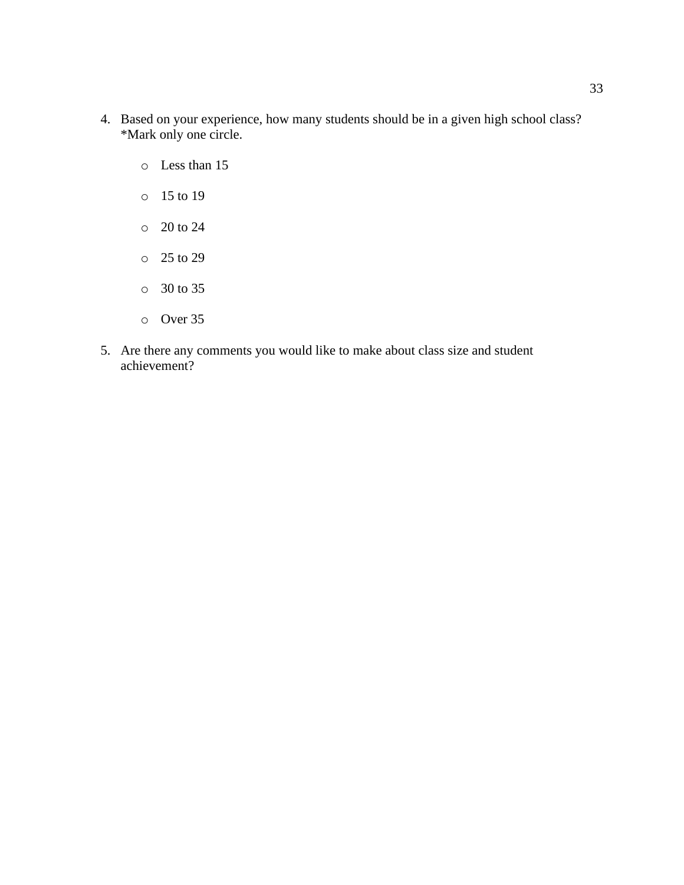4. Based on your experience, how many students should be in a given high school class? *Mark only one circle.

   - Less than 15
   - 15 to 19
   - 20 to 24
   - 25 to 29
   - 30 to 35
   - Over 35

5. Are there any comments you would like to make about class size and student achievement?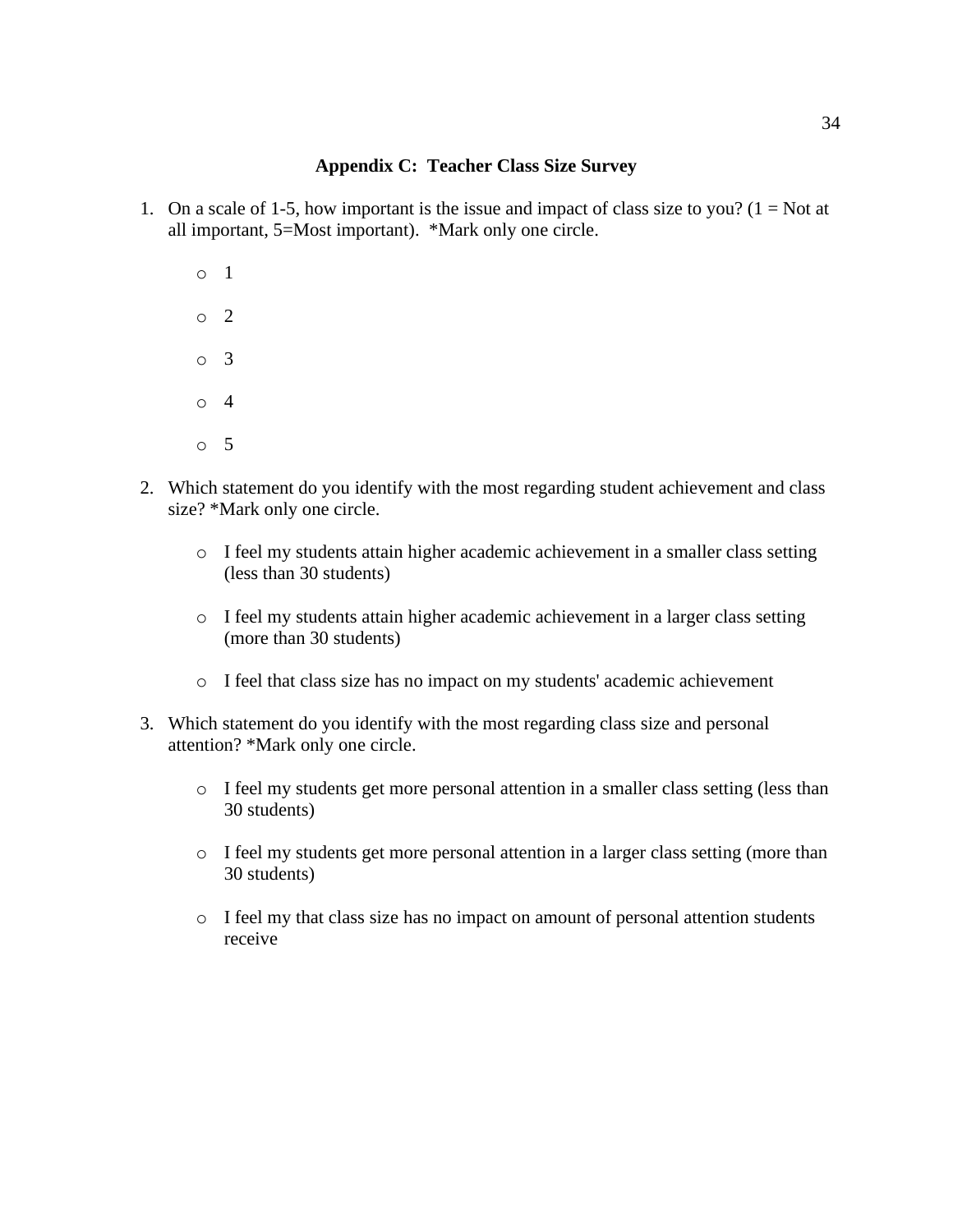## Appendix C: Teacher Class Size Survey

1. On a scale of 1-5, how important is the issue and impact of class size to you? (1 = Not at all important, 5=Most important). *Mark only one circle.

    - 1
    - 2
    - 3
    - 4
    - 5

2. Which statement do you identify with the most regarding student achievement and class size? *Mark only one circle.

    - I feel my students attain higher academic achievement in a smaller class setting (less than 30 students)
    - I feel my students attain higher academic achievement in a larger class setting (more than 30 students)
    - I feel that class size has no impact on my students' academic achievement

3. Which statement do you identify with the most regarding class size and personal attention? *Mark only one circle.

    - I feel my students get more personal attention in a smaller class setting (less than 30 students)
    - I feel my students get more personal attention in a larger class setting (more than 30 students)
    - I feel my that class size has no impact on amount of personal attention students receive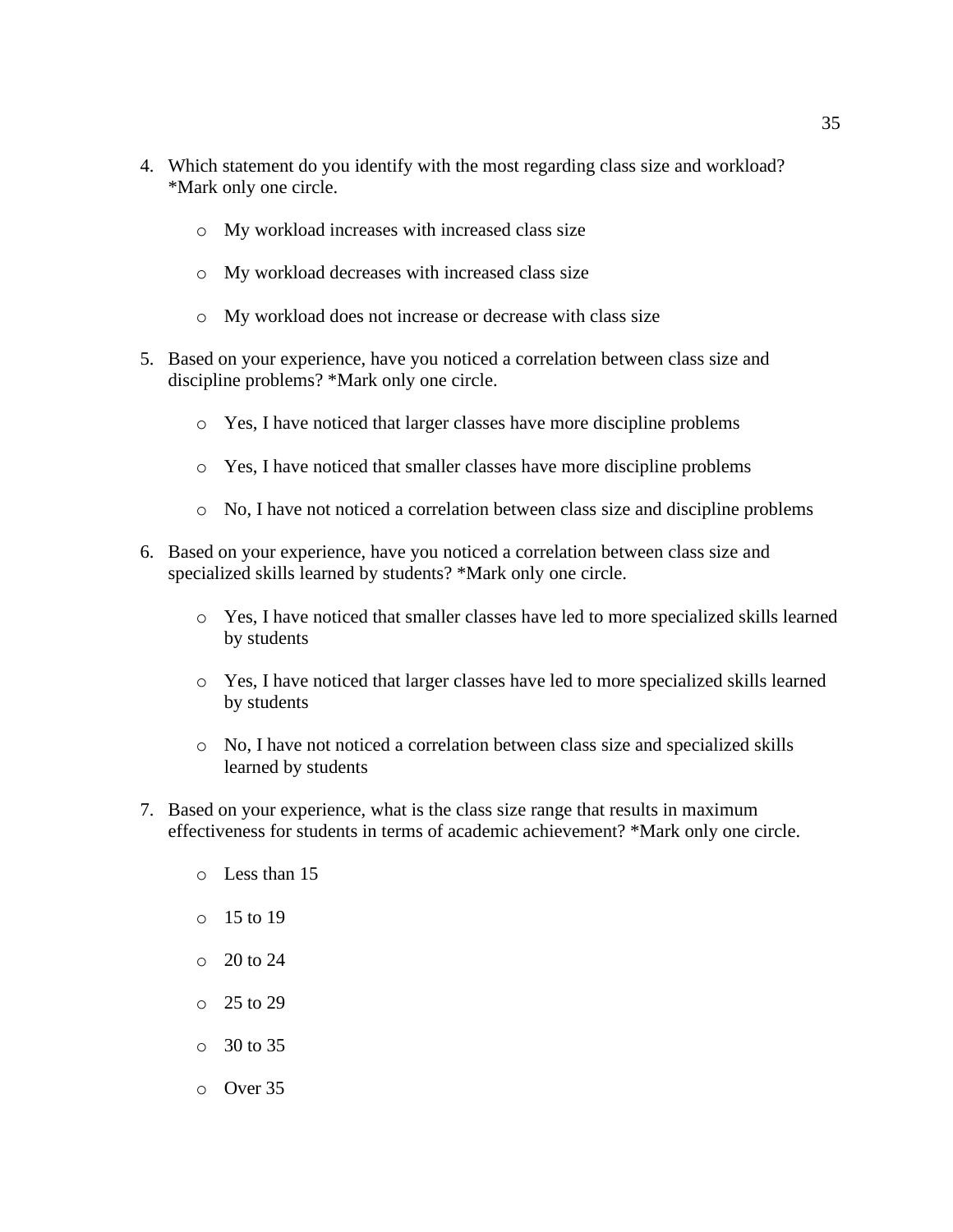4. Which statement do you identify with the most regarding class size and workload? *Mark only one circle.

    - My workload increases with increased class size
    - My workload decreases with increased class size
    - My workload does not increase or decrease with class size

5. Based on your experience, have you noticed a correlation between class size and discipline problems? *Mark only one circle.

    - Yes, I have noticed that larger classes have more discipline problems
    - Yes, I have noticed that smaller classes have more discipline problems
    - No, I have not noticed a correlation between class size and discipline problems

6. Based on your experience, have you noticed a correlation between class size and specialized skills learned by students? *Mark only one circle.

    - Yes, I have noticed that smaller classes have led to more specialized skills learned by students
    - Yes, I have noticed that larger classes have led to more specialized skills learned by students
    - No, I have not noticed a correlation between class size and specialized skills learned by students

7. Based on your experience, what is the class size range that results in maximum effectiveness for students in terms of academic achievement? *Mark only one circle.

    - Less than 15
    - 15 to 19
    - 20 to 24
    - 25 to 29
    - 30 to 35
    - Over 35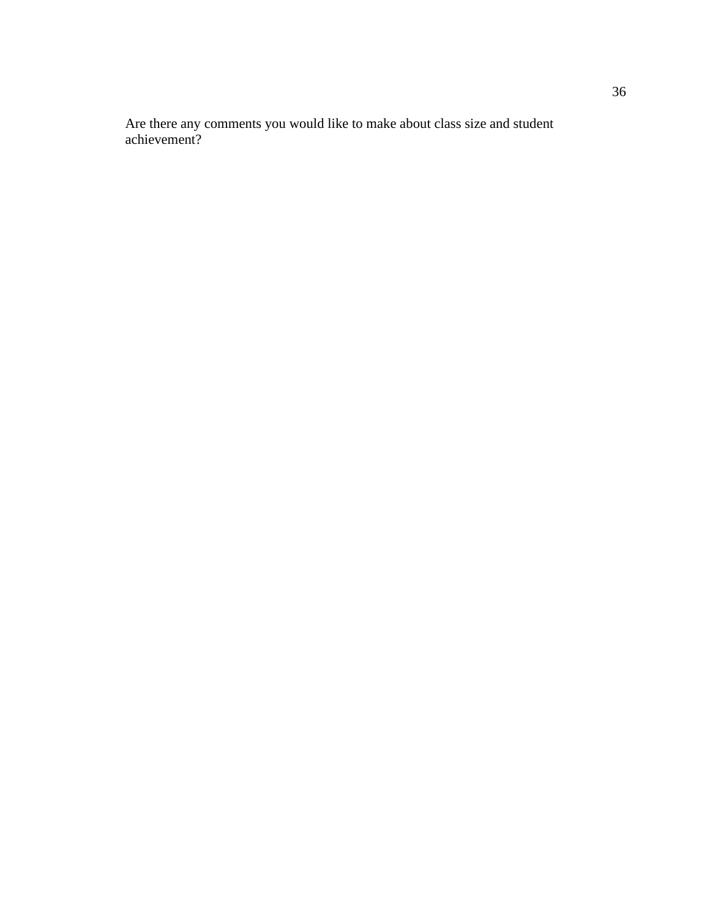Are there any comments you would like to make about class size and student achievement?